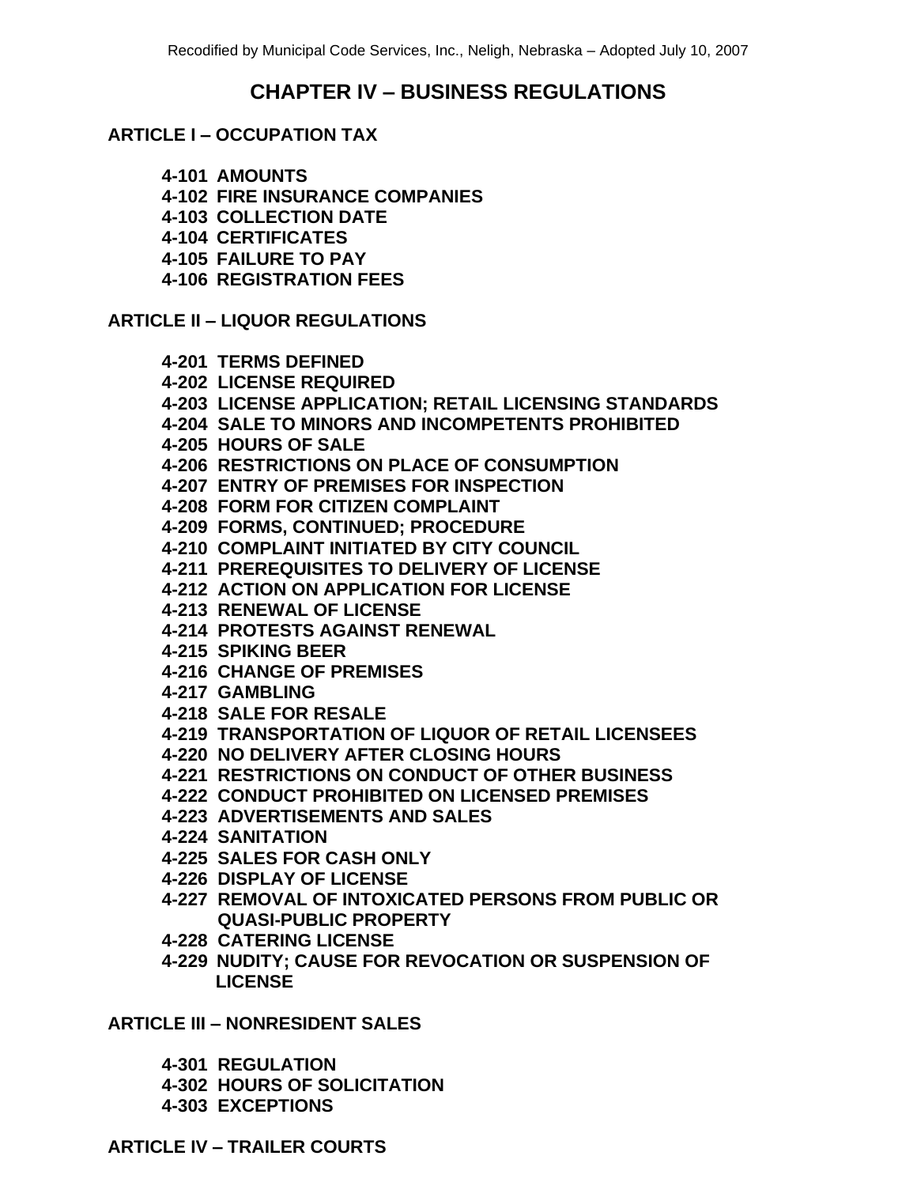# CHAPTER IV – BUSINESS REGULATIONS

## ARTICLE I – OCCUPATION TAX

**4-101 AMOUNTS**
**4-102 FIRE INSURANCE COMPANIES**
**4-103 COLLECTION DATE**
**4-104 CERTIFICATES**
**4-105 FAILURE TO PAY**
**4-106 REGISTRATION FEES**

## ARTICLE II – LIQUOR REGULATIONS

**4-201 TERMS DEFINED**
**4-202 LICENSE REQUIRED**
**4-203 LICENSE APPLICATION; RETAIL LICENSING STANDARDS**
**4-204 SALE TO MINORS AND INCOMPETENTS PROHIBITED**
**4-205 HOURS OF SALE**
**4-206 RESTRICTIONS ON PLACE OF CONSUMPTION**
**4-207 ENTRY OF PREMISES FOR INSPECTION**
**4-208 FORM FOR CITIZEN COMPLAINT**
**4-209 FORMS, CONTINUED; PROCEDURE**
**4-210 COMPLAINT INITIATED BY CITY COUNCIL**
**4-211 PREREQUISITES TO DELIVERY OF LICENSE**
**4-212 ACTION ON APPLICATION FOR LICENSE**
**4-213 RENEWAL OF LICENSE**
**4-214 PROTESTS AGAINST RENEWAL**
**4-215 SPIKING BEER**
**4-216 CHANGE OF PREMISES**
**4-217 GAMBLING**
**4-218 SALE FOR RESALE**
**4-219 TRANSPORTATION OF LIQUOR OF RETAIL LICENSEES**
**4-220 NO DELIVERY AFTER CLOSING HOURS**
**4-221 RESTRICTIONS ON CONDUCT OF OTHER BUSINESS**
**4-222 CONDUCT PROHIBITED ON LICENSED PREMISES**
**4-223 ADVERTISEMENTS AND SALES**
**4-224 SANITATION**
**4-225 SALES FOR CASH ONLY**
**4-226 DISPLAY OF LICENSE**
**4-227 REMOVAL OF INTOXICATED PERSONS FROM PUBLIC OR QUASI-PUBLIC PROPERTY**
**4-228 CATERING LICENSE**
**4-229 NUDITY; CAUSE FOR REVOCATION OR SUSPENSION OF LICENSE**

## ARTICLE III – NONRESIDENT SALES

**4-301 REGULATION**
**4-302 HOURS OF SOLICITATION**
**4-303 EXCEPTIONS**

## ARTICLE IV – TRAILER COURTS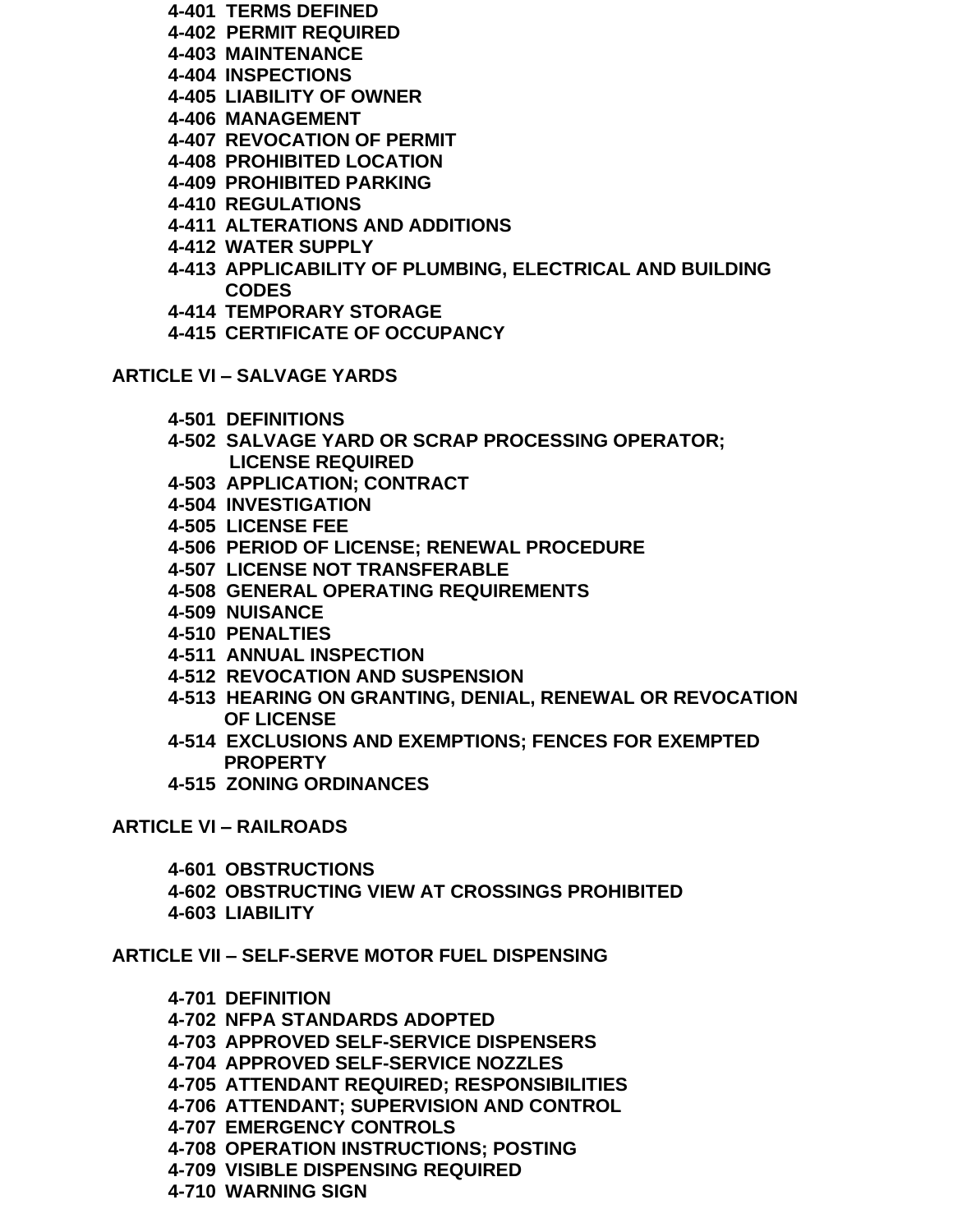- 4-401 TERMS DEFINED
- 4-402 PERMIT REQUIRED
- 4-403 MAINTENANCE
- 4-404 INSPECTIONS
- 4-405 LIABILITY OF OWNER
- 4-406 MANAGEMENT
- 4-407 REVOCATION OF PERMIT
- 4-408 PROHIBITED LOCATION
- 4-409 PROHIBITED PARKING
- 4-410 REGULATIONS
- 4-411 ALTERATIONS AND ADDITIONS
- 4-412 WATER SUPPLY
- 4-413 APPLICABILITY OF PLUMBING, ELECTRICAL AND BUILDING CODES
- 4-414 TEMPORARY STORAGE
- 4-415 CERTIFICATE OF OCCUPANCY

## ARTICLE VI – SALVAGE YARDS

- 4-501 DEFINITIONS
- 4-502 SALVAGE YARD OR SCRAP PROCESSING OPERATOR; LICENSE REQUIRED
- 4-503 APPLICATION; CONTRACT
- 4-504 INVESTIGATION
- 4-505 LICENSE FEE
- 4-506 PERIOD OF LICENSE; RENEWAL PROCEDURE
- 4-507 LICENSE NOT TRANSFERABLE
- 4-508 GENERAL OPERATING REQUIREMENTS
- 4-509 NUISANCE
- 4-510 PENALTIES
- 4-511 ANNUAL INSPECTION
- 4-512 REVOCATION AND SUSPENSION
- 4-513 HEARING ON GRANTING, DENIAL, RENEWAL OR REVOCATION OF LICENSE
- 4-514 EXCLUSIONS AND EXEMPTIONS; FENCES FOR EXEMPTED PROPERTY
- 4-515 ZONING ORDINANCES

## ARTICLE VI – RAILROADS

- 4-601 OBSTRUCTIONS
- 4-602 OBSTRUCTING VIEW AT CROSSINGS PROHIBITED
- 4-603 LIABILITY

## ARTICLE VII – SELF-SERVE MOTOR FUEL DISPENSING

- 4-701 DEFINITION
- 4-702 NFPA STANDARDS ADOPTED
- 4-703 APPROVED SELF-SERVICE DISPENSERS
- 4-704 APPROVED SELF-SERVICE NOZZLES
- 4-705 ATTENDANT REQUIRED; RESPONSIBILITIES
- 4-706 ATTENDANT; SUPERVISION AND CONTROL
- 4-707 EMERGENCY CONTROLS
- 4-708 OPERATION INSTRUCTIONS; POSTING
- 4-709 VISIBLE DISPENSING REQUIRED
- 4-710 WARNING SIGN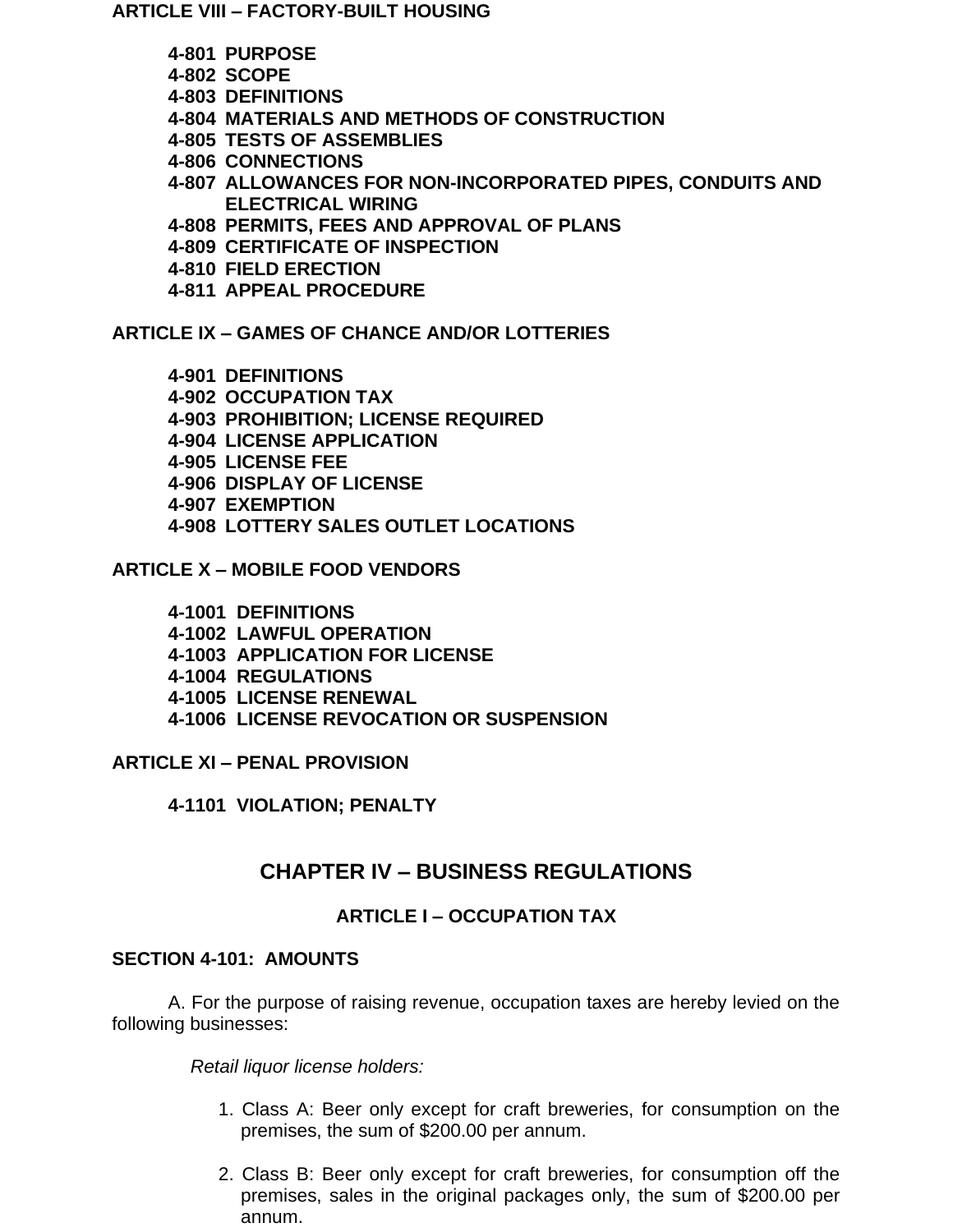**ARTICLE VIII – FACTORY-BUILT HOUSING**

- **4-801 PURPOSE**
- **4-802 SCOPE**
- **4-803 DEFINITIONS**
- **4-804 MATERIALS AND METHODS OF CONSTRUCTION**
- **4-805 TESTS OF ASSEMBLIES**
- **4-806 CONNECTIONS**
- **4-807 ALLOWANCES FOR NON-INCORPORATED PIPES, CONDUITS AND ELECTRICAL WIRING**
- **4-808 PERMITS, FEES AND APPROVAL OF PLANS**
- **4-809 CERTIFICATE OF INSPECTION**
- **4-810 FIELD ERECTION**
- **4-811 APPEAL PROCEDURE**

**ARTICLE IX – GAMES OF CHANCE AND/OR LOTTERIES**

- **4-901 DEFINITIONS**
- **4-902 OCCUPATION TAX**
- **4-903 PROHIBITION; LICENSE REQUIRED**
- **4-904 LICENSE APPLICATION**
- **4-905 LICENSE FEE**
- **4-906 DISPLAY OF LICENSE**
- **4-907 EXEMPTION**
- **4-908 LOTTERY SALES OUTLET LOCATIONS**

**ARTICLE X – MOBILE FOOD VENDORS**

- **4-1001 DEFINITIONS**
- **4-1002 LAWFUL OPERATION**
- **4-1003 APPLICATION FOR LICENSE**
- **4-1004 REGULATIONS**
- **4-1005 LICENSE RENEWAL**
- **4-1006 LICENSE REVOCATION OR SUSPENSION**

**ARTICLE XI – PENAL PROVISION**

- **4-1101 VIOLATION; PENALTY**

# CHAPTER IV – BUSINESS REGULATIONS

## ARTICLE I – OCCUPATION TAX

### SECTION 4-101: AMOUNTS

A. For the purpose of raising revenue, occupation taxes are hereby levied on the following businesses:

*Retail liquor license holders:*

1. Class A: Beer only except for craft breweries, for consumption on the premises, the sum of $200.00 per annum.

2. Class B: Beer only except for craft breweries, for consumption off the premises, sales in the original packages only, the sum of $200.00 per annum.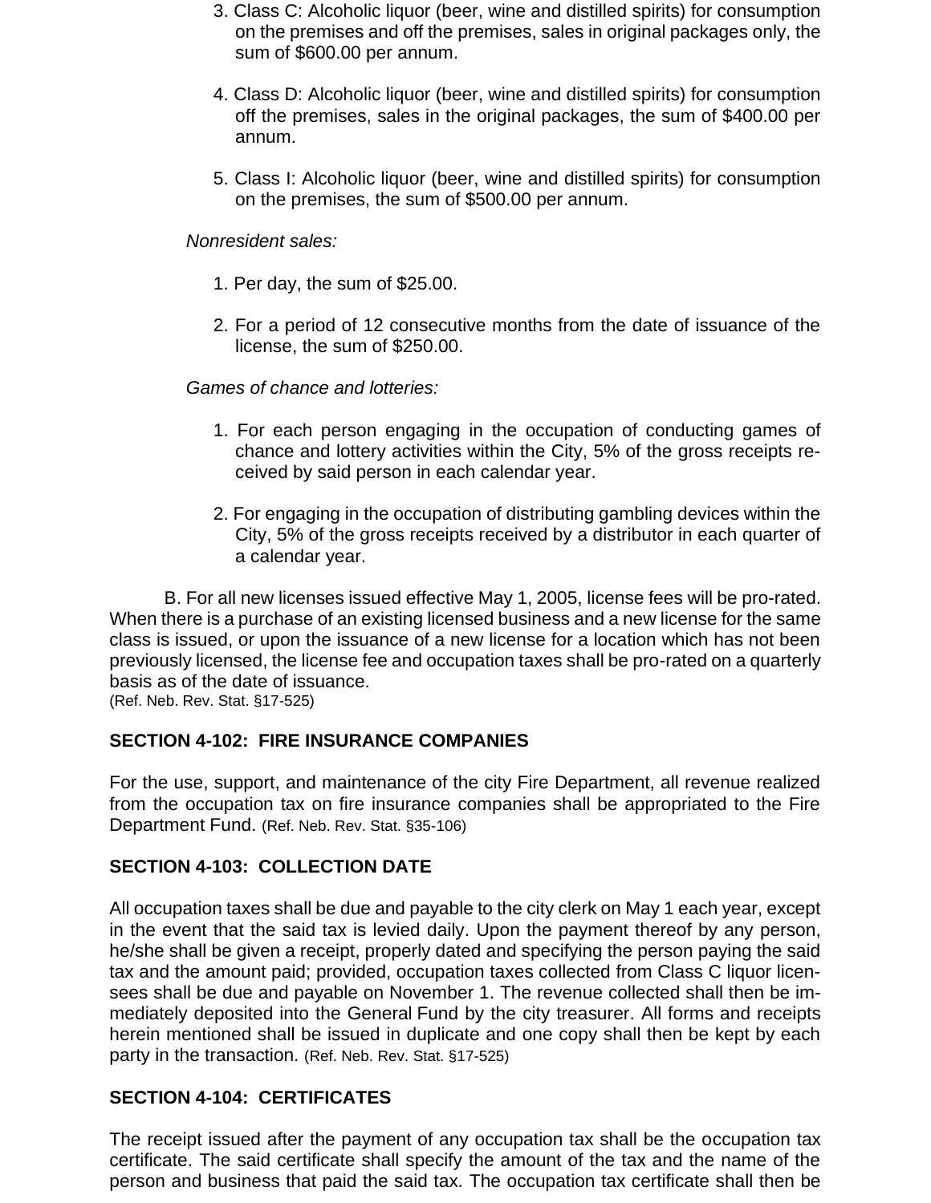3. Class C: Alcoholic liquor (beer, wine and distilled spirits) for consumption on the premises and off the premises, sales in original packages only, the sum of $600.00 per annum.

4. Class D: Alcoholic liquor (beer, wine and distilled spirits) for consumption off the premises, sales in the original packages, the sum of $400.00 per annum.

5. Class I: Alcoholic liquor (beer, wine and distilled spirits) for consumption on the premises, the sum of $500.00 per annum.

*Nonresident sales:*

1. Per day, the sum of $25.00.

2. For a period of 12 consecutive months from the date of issuance of the license, the sum of $250.00.

*Games of chance and lotteries:*

1. For each person engaging in the occupation of conducting games of chance and lottery activities within the City, 5% of the gross receipts received by said person in each calendar year.

2. For engaging in the occupation of distributing gambling devices within the City, 5% of the gross receipts received by a distributor in each quarter of a calendar year.

B. For all new licenses issued effective May 1, 2005, license fees will be pro-rated. When there is a purchase of an existing licensed business and a new license for the same class is issued, or upon the issuance of a new license for a location which has not been previously licensed, the license fee and occupation taxes shall be pro-rated on a quarterly basis as of the date of issuance.
(Ref. Neb. Rev. Stat. §17-525)

**SECTION 4-102: FIRE INSURANCE COMPANIES**

For the use, support, and maintenance of the city Fire Department, all revenue realized from the occupation tax on fire insurance companies shall be appropriated to the Fire Department Fund. (Ref. Neb. Rev. Stat. §35-106)

**SECTION 4-103: COLLECTION DATE**

All occupation taxes shall be due and payable to the city clerk on May 1 each year, except in the event that the said tax is levied daily. Upon the payment thereof by any person, he/she shall be given a receipt, properly dated and specifying the person paying the said tax and the amount paid; provided, occupation taxes collected from Class C liquor licensees shall be due and payable on November 1. The revenue collected shall then be immediately deposited into the General Fund by the city treasurer. All forms and receipts herein mentioned shall be issued in duplicate and one copy shall then be kept by each party in the transaction. (Ref. Neb. Rev. Stat. §17-525)

**SECTION 4-104: CERTIFICATES**

The receipt issued after the payment of any occupation tax shall be the occupation tax certificate. The said certificate shall specify the amount of the tax and the name of the person and business that paid the said tax. The occupation tax certificate shall then be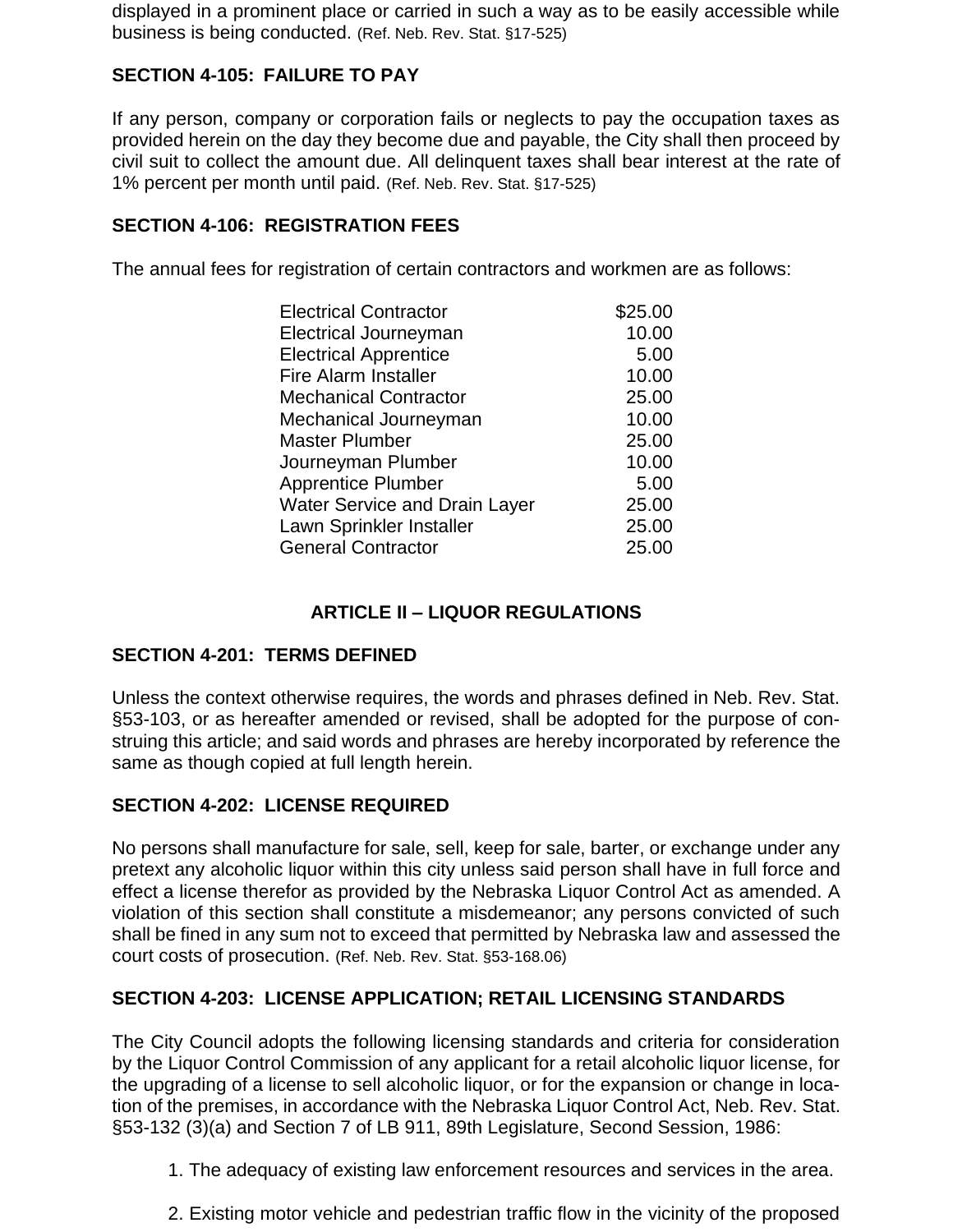displayed in a prominent place or carried in such a way as to be easily accessible while business is being conducted. (Ref. Neb. Rev. Stat. §17-525)

### SECTION 4-105: FAILURE TO PAY

If any person, company or corporation fails or neglects to pay the occupation taxes as provided herein on the day they become due and payable, the City shall then proceed by civil suit to collect the amount due. All delinquent taxes shall bear interest at the rate of 1% percent per month until paid. (Ref. Neb. Rev. Stat. §17-525)

### SECTION 4-106: REGISTRATION FEES

The annual fees for registration of certain contractors and workmen are as follows:

| | |
|---|---|
| Electrical Contractor | $25.00 |
| Electrical Journeyman | 10.00 |
| Electrical Apprentice | 5.00 |
| Fire Alarm Installer | 10.00 |
| Mechanical Contractor | 25.00 |
| Mechanical Journeyman | 10.00 |
| Master Plumber | 25.00 |
| Journeyman Plumber | 10.00 |
| Apprentice Plumber | 5.00 |
| Water Service and Drain Layer | 25.00 |
| Lawn Sprinkler Installer | 25.00 |
| General Contractor | 25.00 |

## ARTICLE II – LIQUOR REGULATIONS

### SECTION 4-201: TERMS DEFINED

Unless the context otherwise requires, the words and phrases defined in Neb. Rev. Stat. §53-103, or as hereafter amended or revised, shall be adopted for the purpose of construing this article; and said words and phrases are hereby incorporated by reference the same as though copied at full length herein.

### SECTION 4-202: LICENSE REQUIRED

No persons shall manufacture for sale, sell, keep for sale, barter, or exchange under any pretext any alcoholic liquor within this city unless said person shall have in full force and effect a license therefor as provided by the Nebraska Liquor Control Act as amended. A violation of this section shall constitute a misdemeanor; any persons convicted of such shall be fined in any sum not to exceed that permitted by Nebraska law and assessed the court costs of prosecution. (Ref. Neb. Rev. Stat. §53-168.06)

### SECTION 4-203: LICENSE APPLICATION; RETAIL LICENSING STANDARDS

The City Council adopts the following licensing standards and criteria for consideration by the Liquor Control Commission of any applicant for a retail alcoholic liquor license, for the upgrading of a license to sell alcoholic liquor, or for the expansion or change in location of the premises, in accordance with the Nebraska Liquor Control Act, Neb. Rev. Stat. §53-132 (3)(a) and Section 7 of LB 911, 89th Legislature, Second Session, 1986:

1. The adequacy of existing law enforcement resources and services in the area.

2. Existing motor vehicle and pedestrian traffic flow in the vicinity of the proposed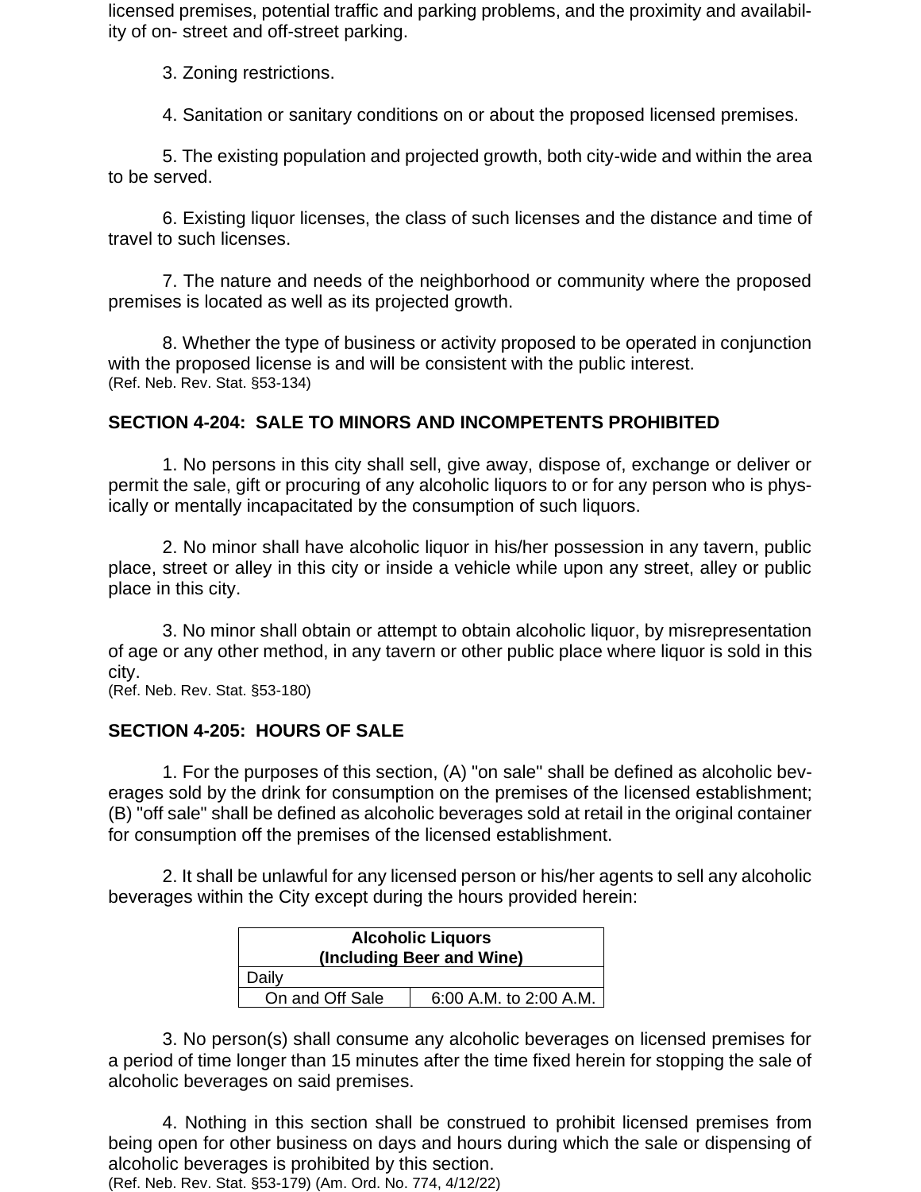licensed premises, potential traffic and parking problems, and the proximity and availability of on- street and off-street parking.

3. Zoning restrictions.

4. Sanitation or sanitary conditions on or about the proposed licensed premises.

5. The existing population and projected growth, both city-wide and within the area to be served.

6. Existing liquor licenses, the class of such licenses and the distance and time of travel to such licenses.

7. The nature and needs of the neighborhood or community where the proposed premises is located as well as its projected growth.

8. Whether the type of business or activity proposed to be operated in conjunction with the proposed license is and will be consistent with the public interest.
(Ref. Neb. Rev. Stat. §53-134)

## SECTION 4-204: SALE TO MINORS AND INCOMPETENTS PROHIBITED

1. No persons in this city shall sell, give away, dispose of, exchange or deliver or permit the sale, gift or procuring of any alcoholic liquors to or for any person who is physically or mentally incapacitated by the consumption of such liquors.

2. No minor shall have alcoholic liquor in his/her possession in any tavern, public place, street or alley in this city or inside a vehicle while upon any street, alley or public place in this city.

3. No minor shall obtain or attempt to obtain alcoholic liquor, by misrepresentation of age or any other method, in any tavern or other public place where liquor is sold in this city.
(Ref. Neb. Rev. Stat. §53-180)

## SECTION 4-205: HOURS OF SALE

1. For the purposes of this section, (A) "on sale" shall be defined as alcoholic beverages sold by the drink for consumption on the premises of the licensed establishment; (B) "off sale" shall be defined as alcoholic beverages sold at retail in the original container for consumption off the premises of the licensed establishment.

2. It shall be unlawful for any licensed person or his/her agents to sell any alcoholic beverages within the City except during the hours provided herein:

| **Alcoholic Liquors (Including Beer and Wine)** | |
|---|---|
| Daily | |
| On and Off Sale | 6:00 A.M. to 2:00 A.M. |

3. No person(s) shall consume any alcoholic beverages on licensed premises for a period of time longer than 15 minutes after the time fixed herein for stopping the sale of alcoholic beverages on said premises.

4. Nothing in this section shall be construed to prohibit licensed premises from being open for other business on days and hours during which the sale or dispensing of alcoholic beverages is prohibited by this section.
(Ref. Neb. Rev. Stat. §53-179) (Am. Ord. No. 774, 4/12/22)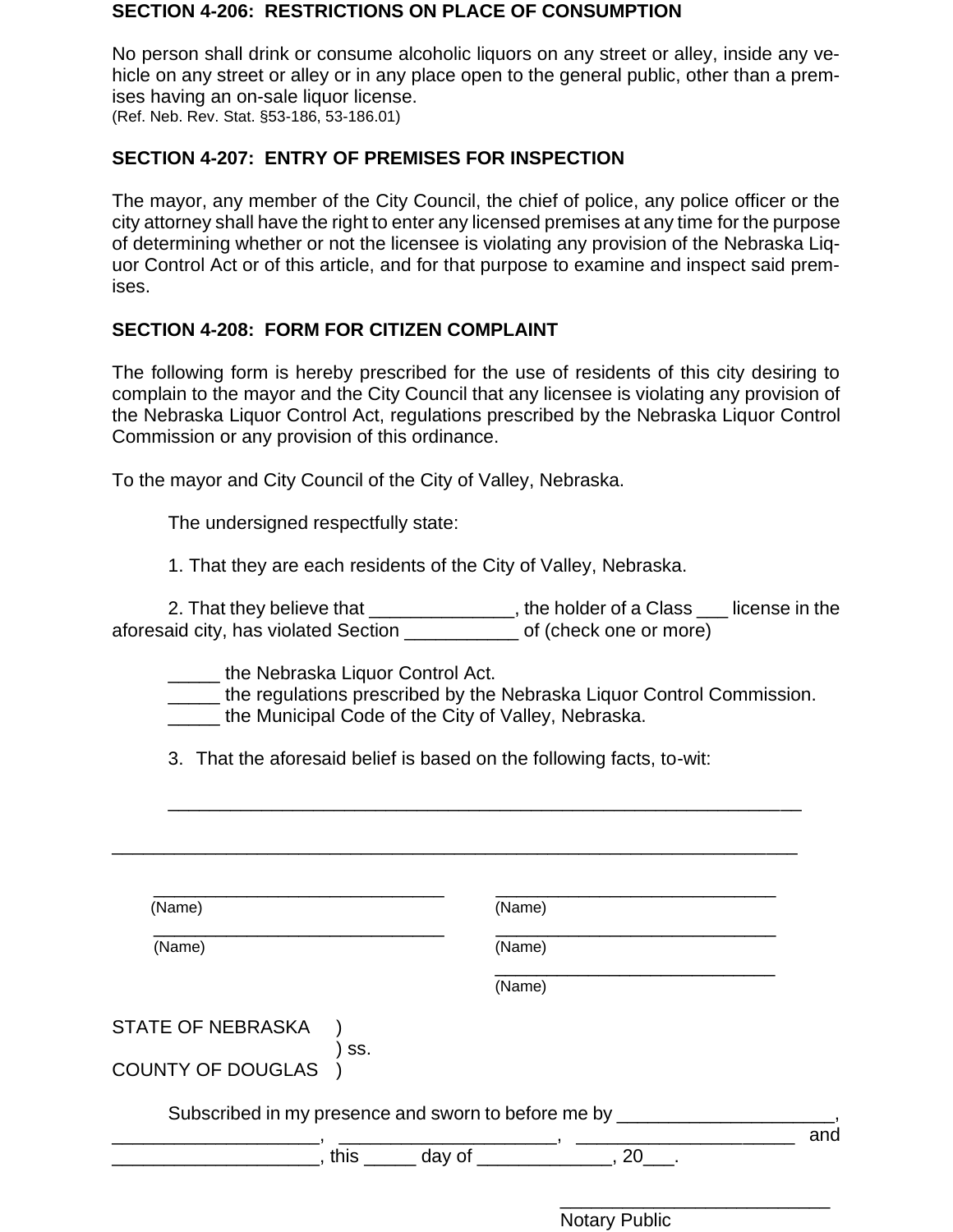### SECTION 4-206: RESTRICTIONS ON PLACE OF CONSUMPTION

No person shall drink or consume alcoholic liquors on any street or alley, inside any vehicle on any street or alley or in any place open to the general public, other than a premises having an on-sale liquor license.
(Ref. Neb. Rev. Stat. §53-186, 53-186.01)

### SECTION 4-207: ENTRY OF PREMISES FOR INSPECTION

The mayor, any member of the City Council, the chief of police, any police officer or the city attorney shall have the right to enter any licensed premises at any time for the purpose of determining whether or not the licensee is violating any provision of the Nebraska Liquor Control Act or of this article, and for that purpose to examine and inspect said premises.

### SECTION 4-208: FORM FOR CITIZEN COMPLAINT

The following form is hereby prescribed for the use of residents of this city desiring to complain to the mayor and the City Council that any licensee is violating any provision of the Nebraska Liquor Control Act, regulations prescribed by the Nebraska Liquor Control Commission or any provision of this ordinance.

To the mayor and City Council of the City of Valley, Nebraska.

The undersigned respectfully state:

1. That they are each residents of the City of Valley, Nebraska.

2. That they believe that ______________, the holder of a Class ___ license in the aforesaid city, has violated Section ___________ of (check one or more)

_____ the Nebraska Liquor Control Act.
_____ the regulations prescribed by the Nebraska Liquor Control Commission.
_____ the Municipal Code of the City of Valley, Nebraska.

3. That the aforesaid belief is based on the following facts, to-wit:

______________________________________________________________

______________________________________________________________

| | |
|---|---|
| ______________________________ (Name) | ______________________________ (Name) |
| ______________________________ (Name) | ______________________________ (Name) |
| | ______________________________ (Name) |

STATE OF NEBRASKA )
) ss.
COUNTY OF DOUGLAS )

Subscribed in my presence and sworn to before me by _____________________, ____________________, _____________________, ______________________ and ____________________, this _____ day of _____________, 20___.

__________________________
Notary Public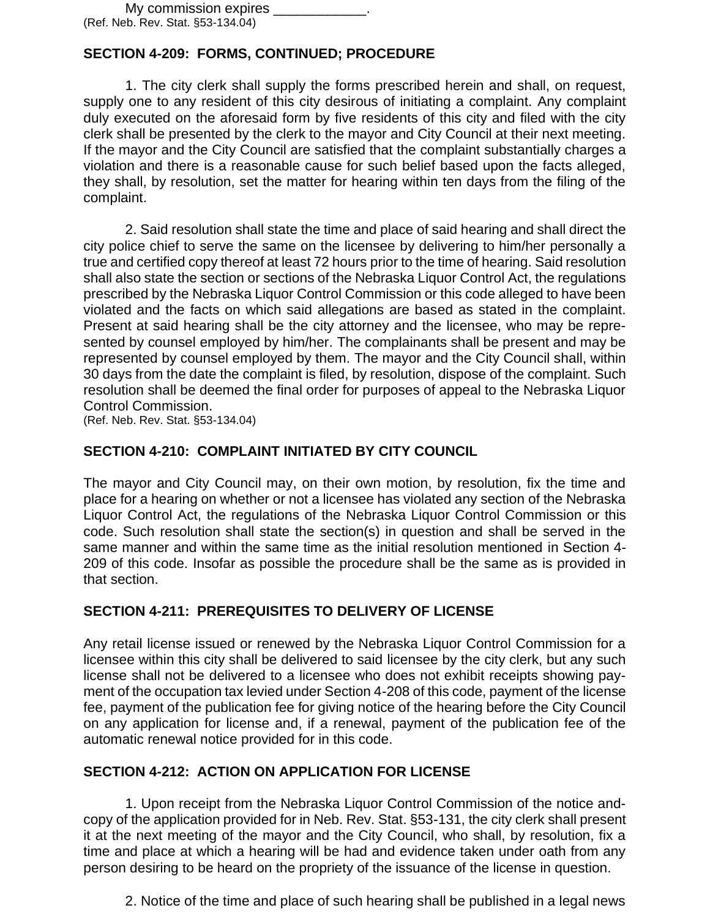My commission expires ____________.
(Ref. Neb. Rev. Stat. §53-134.04)

## SECTION 4-209: FORMS, CONTINUED; PROCEDURE

1. The city clerk shall supply the forms prescribed herein and shall, on request, supply one to any resident of this city desirous of initiating a complaint. Any complaint duly executed on the aforesaid form by five residents of this city and filed with the city clerk shall be presented by the clerk to the mayor and City Council at their next meeting. If the mayor and the City Council are satisfied that the complaint substantially charges a violation and there is a reasonable cause for such belief based upon the facts alleged, they shall, by resolution, set the matter for hearing within ten days from the filing of the complaint.

2. Said resolution shall state the time and place of said hearing and shall direct the city police chief to serve the same on the licensee by delivering to him/her personally a true and certified copy thereof at least 72 hours prior to the time of hearing. Said resolution shall also state the section or sections of the Nebraska Liquor Control Act, the regulations prescribed by the Nebraska Liquor Control Commission or this code alleged to have been violated and the facts on which said allegations are based as stated in the complaint. Present at said hearing shall be the city attorney and the licensee, who may be represented by counsel employed by him/her. The complainants shall be present and may be represented by counsel employed by them. The mayor and the City Council shall, within 30 days from the date the complaint is filed, by resolution, dispose of the complaint. Such resolution shall be deemed the final order for purposes of appeal to the Nebraska Liquor Control Commission.
(Ref. Neb. Rev. Stat. §53-134.04)

## SECTION 4-210: COMPLAINT INITIATED BY CITY COUNCIL

The mayor and City Council may, on their own motion, by resolution, fix the time and place for a hearing on whether or not a licensee has violated any section of the Nebraska Liquor Control Act, the regulations of the Nebraska Liquor Control Commission or this code. Such resolution shall state the section(s) in question and shall be served in the same manner and within the same time as the initial resolution mentioned in Section 4-209 of this code. Insofar as possible the procedure shall be the same as is provided in that section.

## SECTION 4-211: PREREQUISITES TO DELIVERY OF LICENSE

Any retail license issued or renewed by the Nebraska Liquor Control Commission for a licensee within this city shall be delivered to said licensee by the city clerk, but any such license shall not be delivered to a licensee who does not exhibit receipts showing payment of the occupation tax levied under Section 4-208 of this code, payment of the license fee, payment of the publication fee for giving notice of the hearing before the City Council on any application for license and, if a renewal, payment of the publication fee of the automatic renewal notice provided for in this code.

## SECTION 4-212: ACTION ON APPLICATION FOR LICENSE

1. Upon receipt from the Nebraska Liquor Control Commission of the notice and copy of the application provided for in Neb. Rev. Stat. §53-131, the city clerk shall present it at the next meeting of the mayor and the City Council, who shall, by resolution, fix a time and place at which a hearing will be had and evidence taken under oath from any person desiring to be heard on the propriety of the issuance of the license in question.

2. Notice of the time and place of such hearing shall be published in a legal news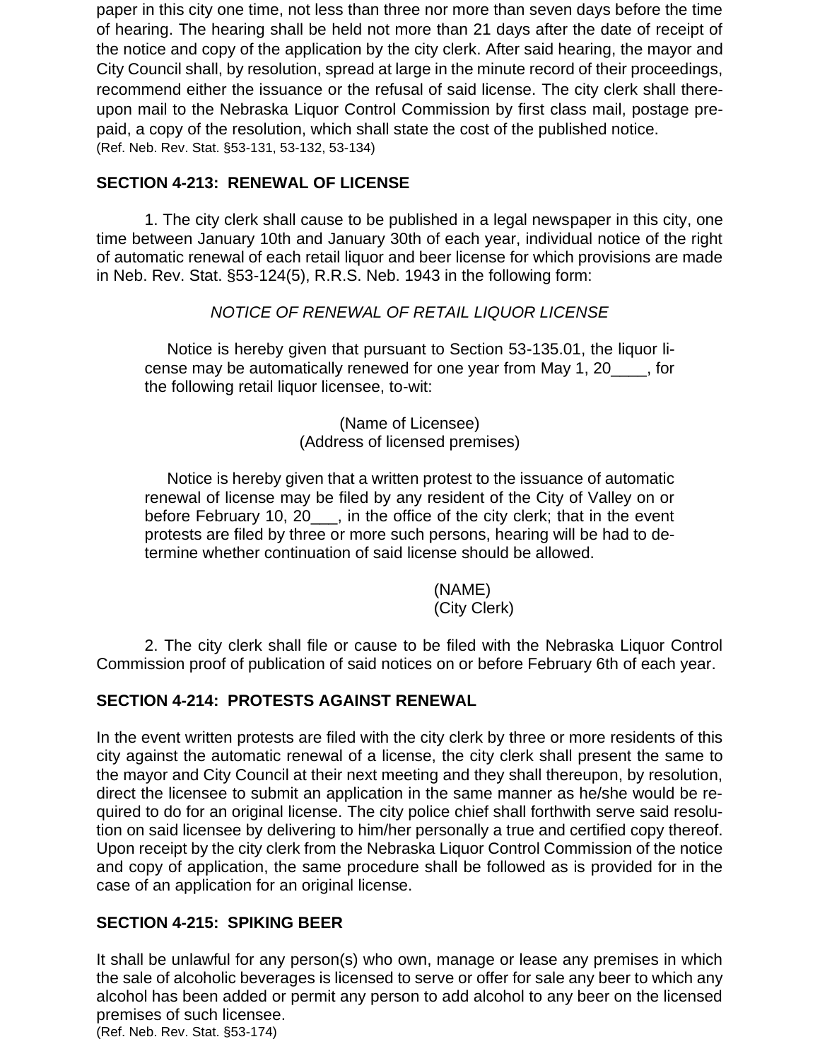paper in this city one time, not less than three nor more than seven days before the time of hearing. The hearing shall be held not more than 21 days after the date of receipt of the notice and copy of the application by the city clerk. After said hearing, the mayor and City Council shall, by resolution, spread at large in the minute record of their proceedings, recommend either the issuance or the refusal of said license. The city clerk shall thereupon mail to the Nebraska Liquor Control Commission by first class mail, postage prepaid, a copy of the resolution, which shall state the cost of the published notice.
(Ref. Neb. Rev. Stat. §53-131, 53-132, 53-134)

**SECTION 4-213: RENEWAL OF LICENSE**

1. The city clerk shall cause to be published in a legal newspaper in this city, one time between January 10th and January 30th of each year, individual notice of the right of automatic renewal of each retail liquor and beer license for which provisions are made in Neb. Rev. Stat. §53-124(5), R.R.S. Neb. 1943 in the following form:

*NOTICE OF RENEWAL OF RETAIL LIQUOR LICENSE*

> Notice is hereby given that pursuant to Section 53-135.01, the liquor license may be automatically renewed for one year from May 1, 20____, for the following retail liquor licensee, to-wit:
>
> (Name of Licensee)
> (Address of licensed premises)
>
> Notice is hereby given that a written protest to the issuance of automatic renewal of license may be filed by any resident of the City of Valley on or before February 10, 20___, in the office of the city clerk; that in the event protests are filed by three or more such persons, hearing will be had to determine whether continuation of said license should be allowed.
>
> (NAME)
> (City Clerk)

2. The city clerk shall file or cause to be filed with the Nebraska Liquor Control Commission proof of publication of said notices on or before February 6th of each year.

**SECTION 4-214: PROTESTS AGAINST RENEWAL**

In the event written protests are filed with the city clerk by three or more residents of this city against the automatic renewal of a license, the city clerk shall present the same to the mayor and City Council at their next meeting and they shall thereupon, by resolution, direct the licensee to submit an application in the same manner as he/she would be required to do for an original license. The city police chief shall forthwith serve said resolution on said licensee by delivering to him/her personally a true and certified copy thereof. Upon receipt by the city clerk from the Nebraska Liquor Control Commission of the notice and copy of application, the same procedure shall be followed as is provided for in the case of an application for an original license.

**SECTION 4-215: SPIKING BEER**

It shall be unlawful for any person(s) who own, manage or lease any premises in which the sale of alcoholic beverages is licensed to serve or offer for sale any beer to which any alcohol has been added or permit any person to add alcohol to any beer on the licensed premises of such licensee.
(Ref. Neb. Rev. Stat. §53-174)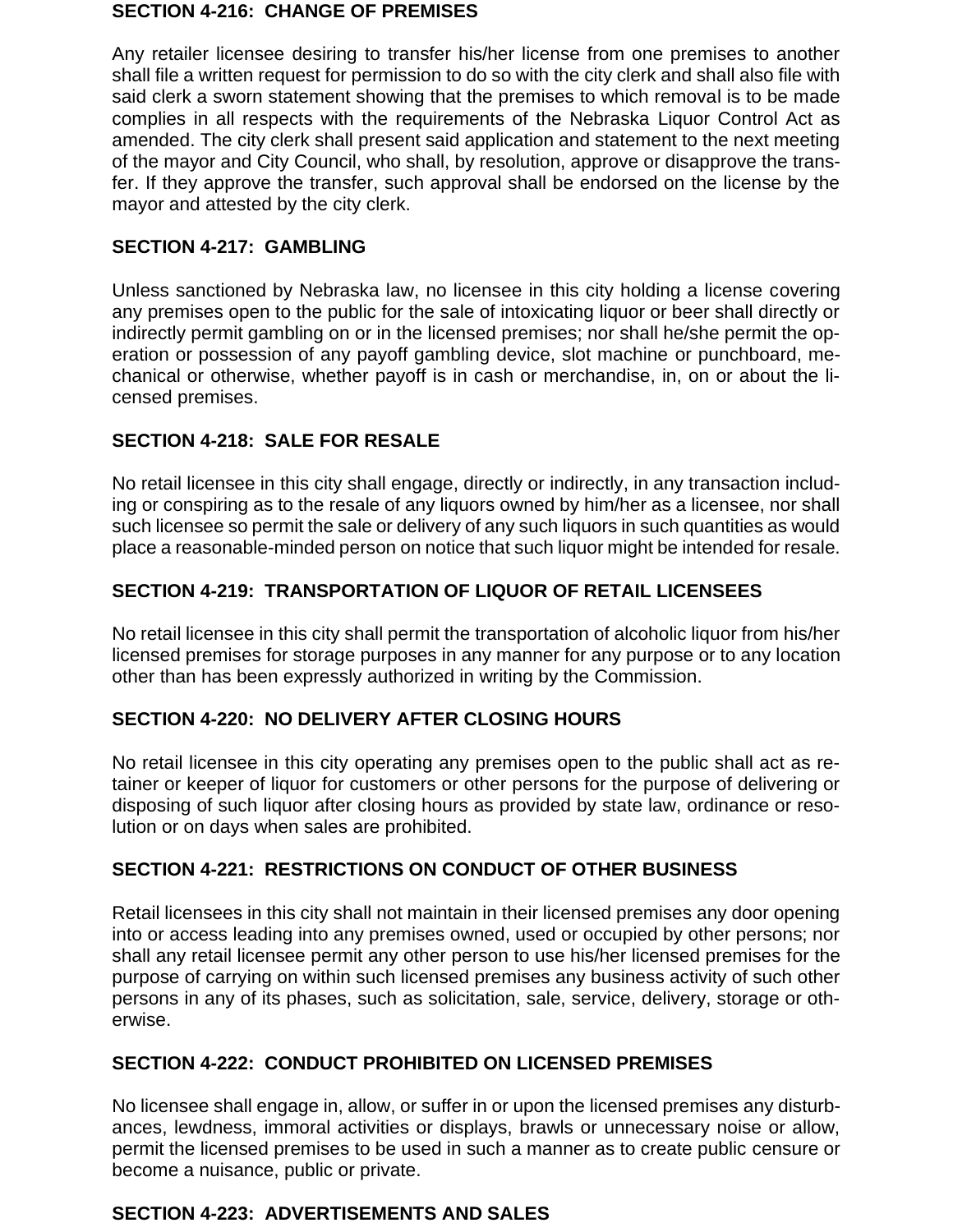**SECTION 4-216: CHANGE OF PREMISES**

Any retailer licensee desiring to transfer his/her license from one premises to another shall file a written request for permission to do so with the city clerk and shall also file with said clerk a sworn statement showing that the premises to which removal is to be made complies in all respects with the requirements of the Nebraska Liquor Control Act as amended. The city clerk shall present said application and statement to the next meeting of the mayor and City Council, who shall, by resolution, approve or disapprove the transfer. If they approve the transfer, such approval shall be endorsed on the license by the mayor and attested by the city clerk.

**SECTION 4-217: GAMBLING**

Unless sanctioned by Nebraska law, no licensee in this city holding a license covering any premises open to the public for the sale of intoxicating liquor or beer shall directly or indirectly permit gambling on or in the licensed premises; nor shall he/she permit the operation or possession of any payoff gambling device, slot machine or punchboard, mechanical or otherwise, whether payoff is in cash or merchandise, in, on or about the licensed premises.

**SECTION 4-218: SALE FOR RESALE**

No retail licensee in this city shall engage, directly or indirectly, in any transaction including or conspiring as to the resale of any liquors owned by him/her as a licensee, nor shall such licensee so permit the sale or delivery of any such liquors in such quantities as would place a reasonable-minded person on notice that such liquor might be intended for resale.

**SECTION 4-219: TRANSPORTATION OF LIQUOR OF RETAIL LICENSEES**

No retail licensee in this city shall permit the transportation of alcoholic liquor from his/her licensed premises for storage purposes in any manner for any purpose or to any location other than has been expressly authorized in writing by the Commission.

**SECTION 4-220: NO DELIVERY AFTER CLOSING HOURS**

No retail licensee in this city operating any premises open to the public shall act as retainer or keeper of liquor for customers or other persons for the purpose of delivering or disposing of such liquor after closing hours as provided by state law, ordinance or resolution or on days when sales are prohibited.

**SECTION 4-221: RESTRICTIONS ON CONDUCT OF OTHER BUSINESS**

Retail licensees in this city shall not maintain in their licensed premises any door opening into or access leading into any premises owned, used or occupied by other persons; nor shall any retail licensee permit any other person to use his/her licensed premises for the purpose of carrying on within such licensed premises any business activity of such other persons in any of its phases, such as solicitation, sale, service, delivery, storage or otherwise.

**SECTION 4-222: CONDUCT PROHIBITED ON LICENSED PREMISES**

No licensee shall engage in, allow, or suffer in or upon the licensed premises any disturbances, lewdness, immoral activities or displays, brawls or unnecessary noise or allow, permit the licensed premises to be used in such a manner as to create public censure or become a nuisance, public or private.

**SECTION 4-223: ADVERTISEMENTS AND SALES**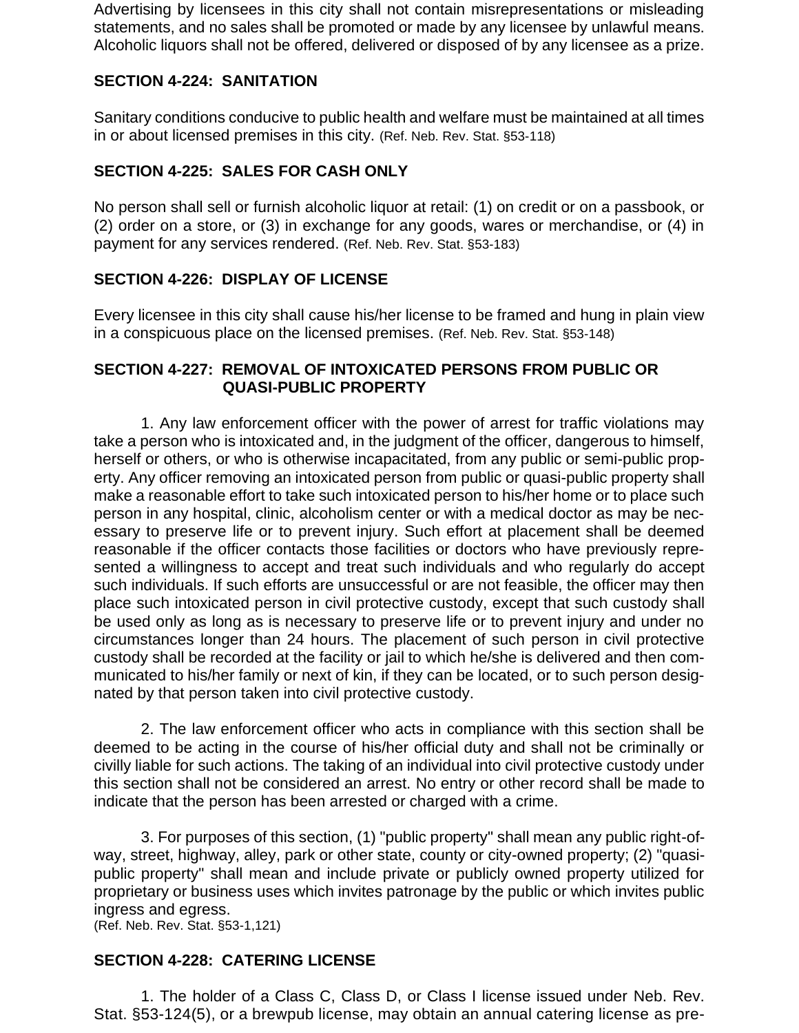Advertising by licensees in this city shall not contain misrepresentations or misleading statements, and no sales shall be promoted or made by any licensee by unlawful means. Alcoholic liquors shall not be offered, delivered or disposed of by any licensee as a prize.

### SECTION 4-224: SANITATION

Sanitary conditions conducive to public health and welfare must be maintained at all times in or about licensed premises in this city. (Ref. Neb. Rev. Stat. §53-118)

### SECTION 4-225: SALES FOR CASH ONLY

No person shall sell or furnish alcoholic liquor at retail: (1) on credit or on a passbook, or (2) order on a store, or (3) in exchange for any goods, wares or merchandise, or (4) in payment for any services rendered. (Ref. Neb. Rev. Stat. §53-183)

### SECTION 4-226: DISPLAY OF LICENSE

Every licensee in this city shall cause his/her license to be framed and hung in plain view in a conspicuous place on the licensed premises. (Ref. Neb. Rev. Stat. §53-148)

### SECTION 4-227: REMOVAL OF INTOXICATED PERSONS FROM PUBLIC OR QUASI-PUBLIC PROPERTY

1. Any law enforcement officer with the power of arrest for traffic violations may take a person who is intoxicated and, in the judgment of the officer, dangerous to himself, herself or others, or who is otherwise incapacitated, from any public or semi-public property. Any officer removing an intoxicated person from public or quasi-public property shall make a reasonable effort to take such intoxicated person to his/her home or to place such person in any hospital, clinic, alcoholism center or with a medical doctor as may be necessary to preserve life or to prevent injury. Such effort at placement shall be deemed reasonable if the officer contacts those facilities or doctors who have previously represented a willingness to accept and treat such individuals and who regularly do accept such individuals. If such efforts are unsuccessful or are not feasible, the officer may then place such intoxicated person in civil protective custody, except that such custody shall be used only as long as is necessary to preserve life or to prevent injury and under no circumstances longer than 24 hours. The placement of such person in civil protective custody shall be recorded at the facility or jail to which he/she is delivered and then communicated to his/her family or next of kin, if they can be located, or to such person designated by that person taken into civil protective custody.

2. The law enforcement officer who acts in compliance with this section shall be deemed to be acting in the course of his/her official duty and shall not be criminally or civilly liable for such actions. The taking of an individual into civil protective custody under this section shall not be considered an arrest. No entry or other record shall be made to indicate that the person has been arrested or charged with a crime.

3. For purposes of this section, (1) "public property" shall mean any public right-of-way, street, highway, alley, park or other state, county or city-owned property; (2) "quasi-public property" shall mean and include private or publicly owned property utilized for proprietary or business uses which invites patronage by the public or which invites public ingress and egress.
(Ref. Neb. Rev. Stat. §53-1,121)

### SECTION 4-228: CATERING LICENSE

1. The holder of a Class C, Class D, or Class I license issued under Neb. Rev. Stat. §53-124(5), or a brewpub license, may obtain an annual catering license as pre-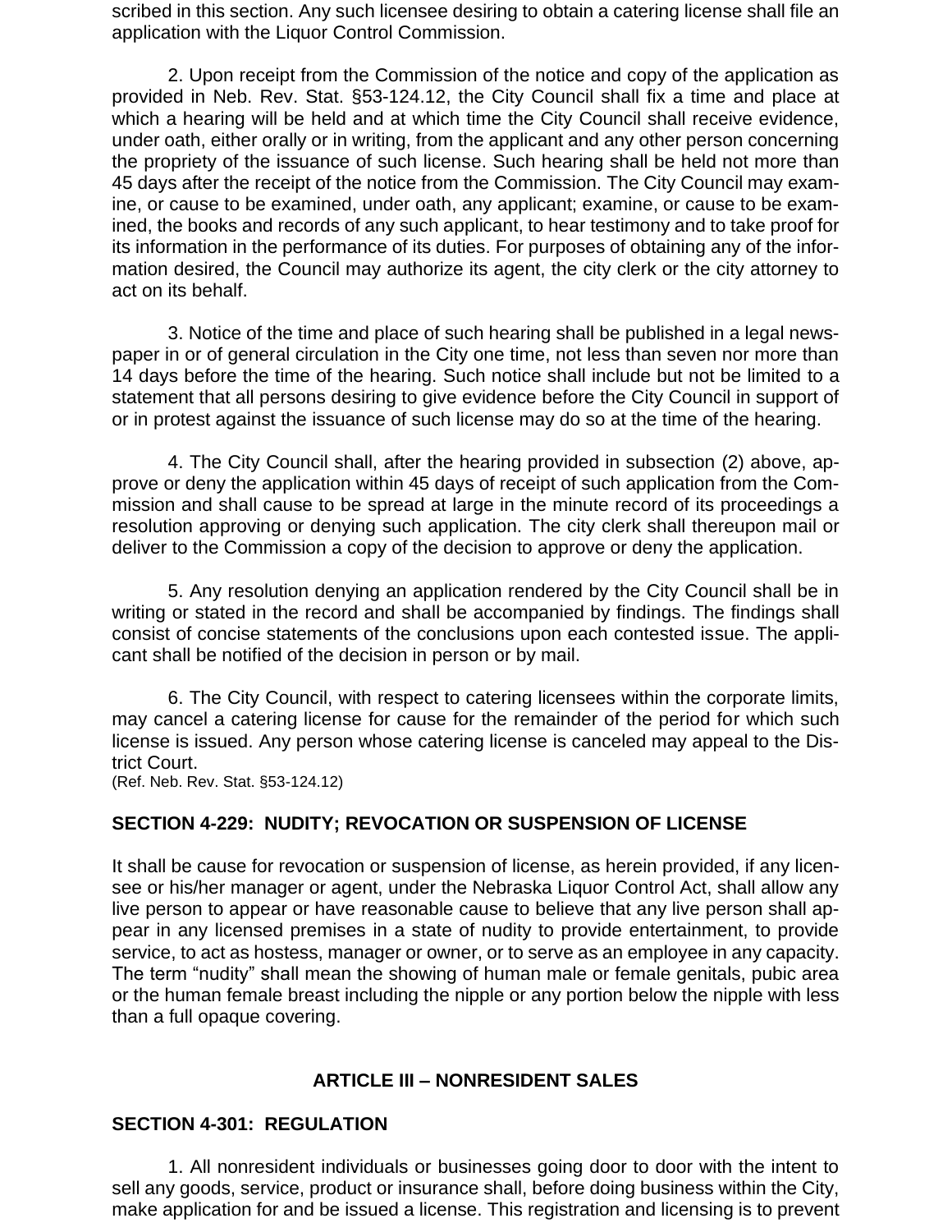scribed in this section. Any such licensee desiring to obtain a catering license shall file an application with the Liquor Control Commission.

2. Upon receipt from the Commission of the notice and copy of the application as provided in Neb. Rev. Stat. §53-124.12, the City Council shall fix a time and place at which a hearing will be held and at which time the City Council shall receive evidence, under oath, either orally or in writing, from the applicant and any other person concerning the propriety of the issuance of such license. Such hearing shall be held not more than 45 days after the receipt of the notice from the Commission. The City Council may examine, or cause to be examined, under oath, any applicant; examine, or cause to be examined, the books and records of any such applicant, to hear testimony and to take proof for its information in the performance of its duties. For purposes of obtaining any of the information desired, the Council may authorize its agent, the city clerk or the city attorney to act on its behalf.

3. Notice of the time and place of such hearing shall be published in a legal newspaper in or of general circulation in the City one time, not less than seven nor more than 14 days before the time of the hearing. Such notice shall include but not be limited to a statement that all persons desiring to give evidence before the City Council in support of or in protest against the issuance of such license may do so at the time of the hearing.

4. The City Council shall, after the hearing provided in subsection (2) above, approve or deny the application within 45 days of receipt of such application from the Commission and shall cause to be spread at large in the minute record of its proceedings a resolution approving or denying such application. The city clerk shall thereupon mail or deliver to the Commission a copy of the decision to approve or deny the application.

5. Any resolution denying an application rendered by the City Council shall be in writing or stated in the record and shall be accompanied by findings. The findings shall consist of concise statements of the conclusions upon each contested issue. The applicant shall be notified of the decision in person or by mail.

6. The City Council, with respect to catering licensees within the corporate limits, may cancel a catering license for cause for the remainder of the period for which such license is issued. Any person whose catering license is canceled may appeal to the District Court.
(Ref. Neb. Rev. Stat. §53-124.12)

### SECTION 4-229: NUDITY; REVOCATION OR SUSPENSION OF LICENSE

It shall be cause for revocation or suspension of license, as herein provided, if any licensee or his/her manager or agent, under the Nebraska Liquor Control Act, shall allow any live person to appear or have reasonable cause to believe that any live person shall appear in any licensed premises in a state of nudity to provide entertainment, to provide service, to act as hostess, manager or owner, or to serve as an employee in any capacity. The term "nudity" shall mean the showing of human male or female genitals, pubic area or the human female breast including the nipple or any portion below the nipple with less than a full opaque covering.

## ARTICLE III – NONRESIDENT SALES

### SECTION 4-301: REGULATION

1. All nonresident individuals or businesses going door to door with the intent to sell any goods, service, product or insurance shall, before doing business within the City, make application for and be issued a license. This registration and licensing is to prevent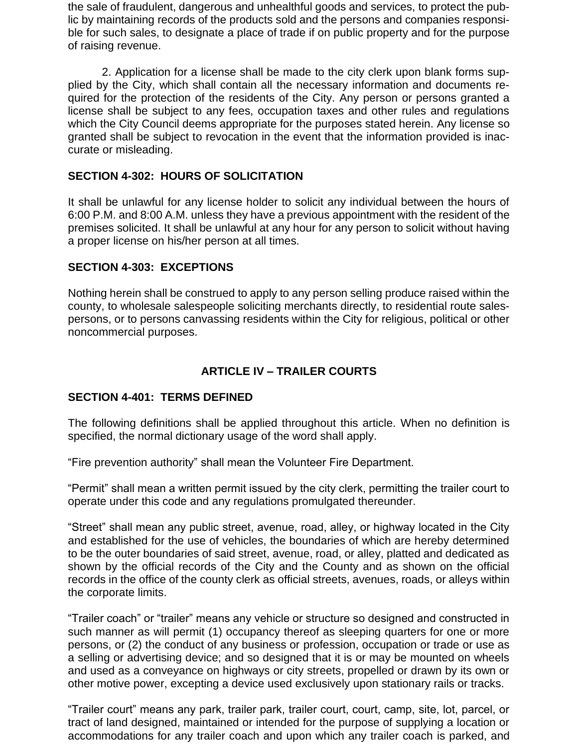the sale of fraudulent, dangerous and unhealthful goods and services, to protect the public by maintaining records of the products sold and the persons and companies responsible for such sales, to designate a place of trade if on public property and for the purpose of raising revenue.

2. Application for a license shall be made to the city clerk upon blank forms supplied by the City, which shall contain all the necessary information and documents required for the protection of the residents of the City. Any person or persons granted a license shall be subject to any fees, occupation taxes and other rules and regulations which the City Council deems appropriate for the purposes stated herein. Any license so granted shall be subject to revocation in the event that the information provided is inaccurate or misleading.

**SECTION 4-302: HOURS OF SOLICITATION**

It shall be unlawful for any license holder to solicit any individual between the hours of 6:00 P.M. and 8:00 A.M. unless they have a previous appointment with the resident of the premises solicited. It shall be unlawful at any hour for any person to solicit without having a proper license on his/her person at all times.

**SECTION 4-303: EXCEPTIONS**

Nothing herein shall be construed to apply to any person selling produce raised within the county, to wholesale salespeople soliciting merchants directly, to residential route salespersons, or to persons canvassing residents within the City for religious, political or other noncommercial purposes.

## ARTICLE IV – TRAILER COURTS

**SECTION 4-401: TERMS DEFINED**

The following definitions shall be applied throughout this article. When no definition is specified, the normal dictionary usage of the word shall apply.

“Fire prevention authority” shall mean the Volunteer Fire Department.

“Permit” shall mean a written permit issued by the city clerk, permitting the trailer court to operate under this code and any regulations promulgated thereunder.

“Street” shall mean any public street, avenue, road, alley, or highway located in the City and established for the use of vehicles, the boundaries of which are hereby determined to be the outer boundaries of said street, avenue, road, or alley, platted and dedicated as shown by the official records of the City and the County and as shown on the official records in the office of the county clerk as official streets, avenues, roads, or alleys within the corporate limits.

“Trailer coach” or “trailer” means any vehicle or structure so designed and constructed in such manner as will permit (1) occupancy thereof as sleeping quarters for one or more persons, or (2) the conduct of any business or profession, occupation or trade or use as a selling or advertising device; and so designed that it is or may be mounted on wheels and used as a conveyance on highways or city streets, propelled or drawn by its own or other motive power, excepting a device used exclusively upon stationary rails or tracks.

“Trailer court” means any park, trailer park, trailer court, court, camp, site, lot, parcel, or tract of land designed, maintained or intended for the purpose of supplying a location or accommodations for any trailer coach and upon which any trailer coach is parked, and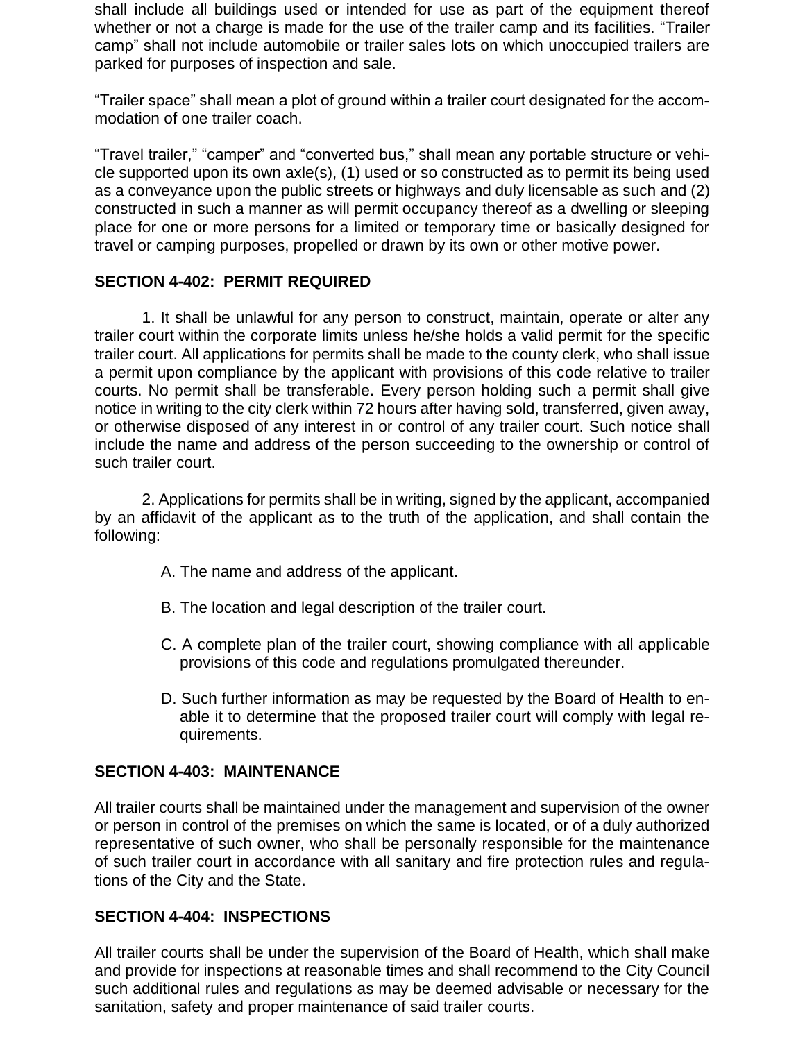shall include all buildings used or intended for use as part of the equipment thereof whether or not a charge is made for the use of the trailer camp and its facilities. "Trailer camp" shall not include automobile or trailer sales lots on which unoccupied trailers are parked for purposes of inspection and sale.

"Trailer space" shall mean a plot of ground within a trailer court designated for the accommodation of one trailer coach.

"Travel trailer," "camper" and "converted bus," shall mean any portable structure or vehicle supported upon its own axle(s), (1) used or so constructed as to permit its being used as a conveyance upon the public streets or highways and duly licensable as such and (2) constructed in such a manner as will permit occupancy thereof as a dwelling or sleeping place for one or more persons for a limited or temporary time or basically designed for travel or camping purposes, propelled or drawn by its own or other motive power.

**SECTION 4-402: PERMIT REQUIRED**

1. It shall be unlawful for any person to construct, maintain, operate or alter any trailer court within the corporate limits unless he/she holds a valid permit for the specific trailer court. All applications for permits shall be made to the county clerk, who shall issue a permit upon compliance by the applicant with provisions of this code relative to trailer courts. No permit shall be transferable. Every person holding such a permit shall give notice in writing to the city clerk within 72 hours after having sold, transferred, given away, or otherwise disposed of any interest in or control of any trailer court. Such notice shall include the name and address of the person succeeding to the ownership or control of such trailer court.

2. Applications for permits shall be in writing, signed by the applicant, accompanied by an affidavit of the applicant as to the truth of the application, and shall contain the following:

A. The name and address of the applicant.

B. The location and legal description of the trailer court.

C. A complete plan of the trailer court, showing compliance with all applicable provisions of this code and regulations promulgated thereunder.

D. Such further information as may be requested by the Board of Health to enable it to determine that the proposed trailer court will comply with legal requirements.

**SECTION 4-403: MAINTENANCE**

All trailer courts shall be maintained under the management and supervision of the owner or person in control of the premises on which the same is located, or of a duly authorized representative of such owner, who shall be personally responsible for the maintenance of such trailer court in accordance with all sanitary and fire protection rules and regulations of the City and the State.

**SECTION 4-404: INSPECTIONS**

All trailer courts shall be under the supervision of the Board of Health, which shall make and provide for inspections at reasonable times and shall recommend to the City Council such additional rules and regulations as may be deemed advisable or necessary for the sanitation, safety and proper maintenance of said trailer courts.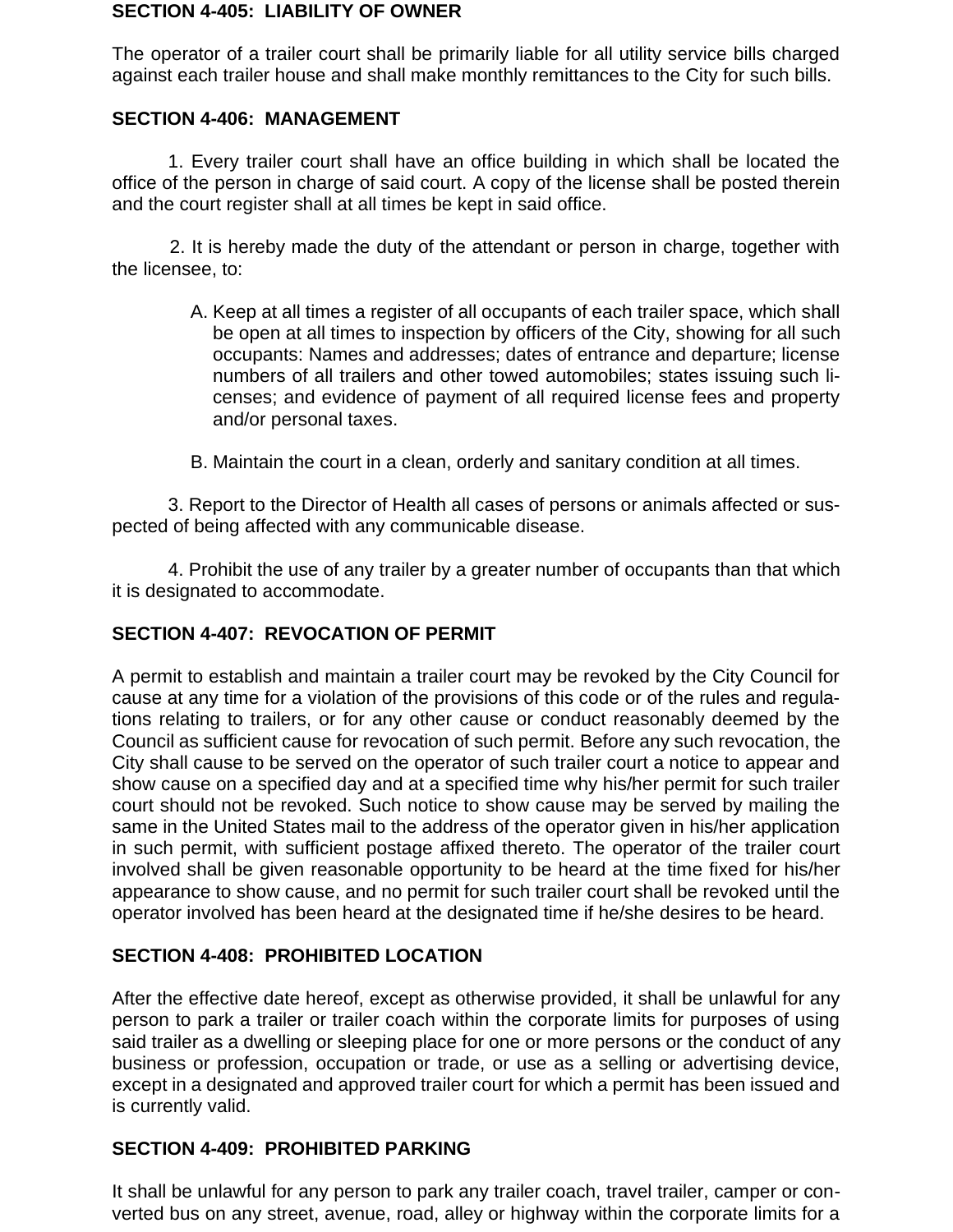**SECTION 4-405: LIABILITY OF OWNER**

The operator of a trailer court shall be primarily liable for all utility service bills charged against each trailer house and shall make monthly remittances to the City for such bills.

**SECTION 4-406: MANAGEMENT**

1. Every trailer court shall have an office building in which shall be located the office of the person in charge of said court. A copy of the license shall be posted therein and the court register shall at all times be kept in said office.

2. It is hereby made the duty of the attendant or person in charge, together with the licensee, to:

   A. Keep at all times a register of all occupants of each trailer space, which shall be open at all times to inspection by officers of the City, showing for all such occupants: Names and addresses; dates of entrance and departure; license numbers of all trailers and other towed automobiles; states issuing such licenses; and evidence of payment of all required license fees and property and/or personal taxes.

   B. Maintain the court in a clean, orderly and sanitary condition at all times.

3. Report to the Director of Health all cases of persons or animals affected or suspected of being affected with any communicable disease.

4. Prohibit the use of any trailer by a greater number of occupants than that which it is designated to accommodate.

**SECTION 4-407: REVOCATION OF PERMIT**

A permit to establish and maintain a trailer court may be revoked by the City Council for cause at any time for a violation of the provisions of this code or of the rules and regulations relating to trailers, or for any other cause or conduct reasonably deemed by the Council as sufficient cause for revocation of such permit. Before any such revocation, the City shall cause to be served on the operator of such trailer court a notice to appear and show cause on a specified day and at a specified time why his/her permit for such trailer court should not be revoked. Such notice to show cause may be served by mailing the same in the United States mail to the address of the operator given in his/her application in such permit, with sufficient postage affixed thereto. The operator of the trailer court involved shall be given reasonable opportunity to be heard at the time fixed for his/her appearance to show cause, and no permit for such trailer court shall be revoked until the operator involved has been heard at the designated time if he/she desires to be heard.

**SECTION 4-408: PROHIBITED LOCATION**

After the effective date hereof, except as otherwise provided, it shall be unlawful for any person to park a trailer or trailer coach within the corporate limits for purposes of using said trailer as a dwelling or sleeping place for one or more persons or the conduct of any business or profession, occupation or trade, or use as a selling or advertising device, except in a designated and approved trailer court for which a permit has been issued and is currently valid.

**SECTION 4-409: PROHIBITED PARKING**

It shall be unlawful for any person to park any trailer coach, travel trailer, camper or converted bus on any street, avenue, road, alley or highway within the corporate limits for a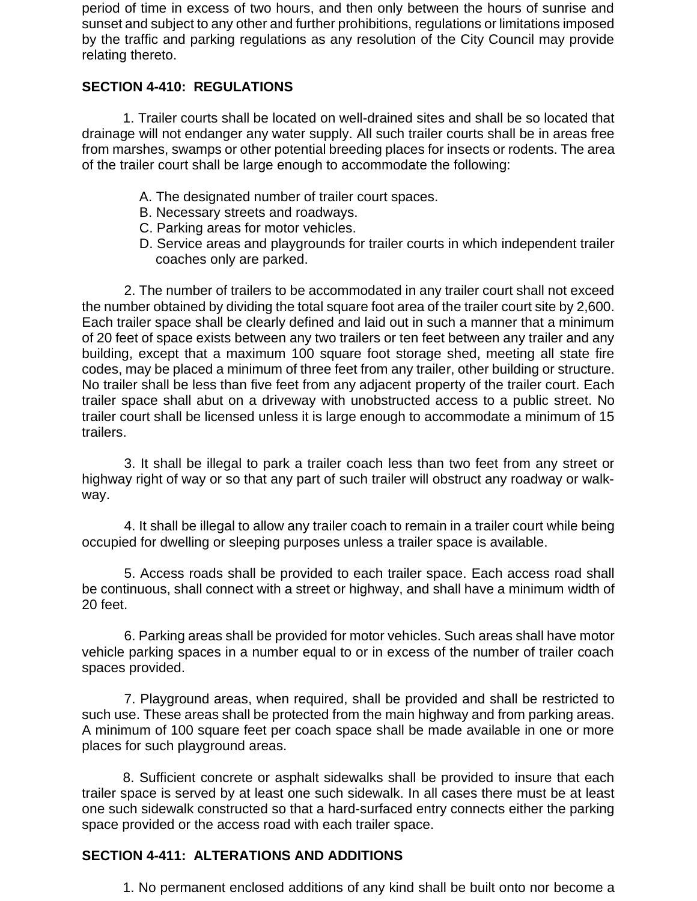period of time in excess of two hours, and then only between the hours of sunrise and sunset and subject to any other and further prohibitions, regulations or limitations imposed by the traffic and parking regulations as any resolution of the City Council may provide relating thereto.

**SECTION 4-410: REGULATIONS**

1. Trailer courts shall be located on well-drained sites and shall be so located that drainage will not endanger any water supply. All such trailer courts shall be in areas free from marshes, swamps or other potential breeding places for insects or rodents. The area of the trailer court shall be large enough to accommodate the following:

   A. The designated number of trailer court spaces.
   B. Necessary streets and roadways.
   C. Parking areas for motor vehicles.
   D. Service areas and playgrounds for trailer courts in which independent trailer coaches only are parked.

2. The number of trailers to be accommodated in any trailer court shall not exceed the number obtained by dividing the total square foot area of the trailer court site by 2,600. Each trailer space shall be clearly defined and laid out in such a manner that a minimum of 20 feet of space exists between any two trailers or ten feet between any trailer and any building, except that a maximum 100 square foot storage shed, meeting all state fire codes, may be placed a minimum of three feet from any trailer, other building or structure. No trailer shall be less than five feet from any adjacent property of the trailer court. Each trailer space shall abut on a driveway with unobstructed access to a public street. No trailer court shall be licensed unless it is large enough to accommodate a minimum of 15 trailers.

3. It shall be illegal to park a trailer coach less than two feet from any street or highway right of way or so that any part of such trailer will obstruct any roadway or walk-way.

4. It shall be illegal to allow any trailer coach to remain in a trailer court while being occupied for dwelling or sleeping purposes unless a trailer space is available.

5. Access roads shall be provided to each trailer space. Each access road shall be continuous, shall connect with a street or highway, and shall have a minimum width of 20 feet.

6. Parking areas shall be provided for motor vehicles. Such areas shall have motor vehicle parking spaces in a number equal to or in excess of the number of trailer coach spaces provided.

7. Playground areas, when required, shall be provided and shall be restricted to such use. These areas shall be protected from the main highway and from parking areas. A minimum of 100 square feet per coach space shall be made available in one or more places for such playground areas.

8. Sufficient concrete or asphalt sidewalks shall be provided to insure that each trailer space is served by at least one such sidewalk. In all cases there must be at least one such sidewalk constructed so that a hard-surfaced entry connects either the parking space provided or the access road with each trailer space.

**SECTION 4-411: ALTERATIONS AND ADDITIONS**

1. No permanent enclosed additions of any kind shall be built onto nor become a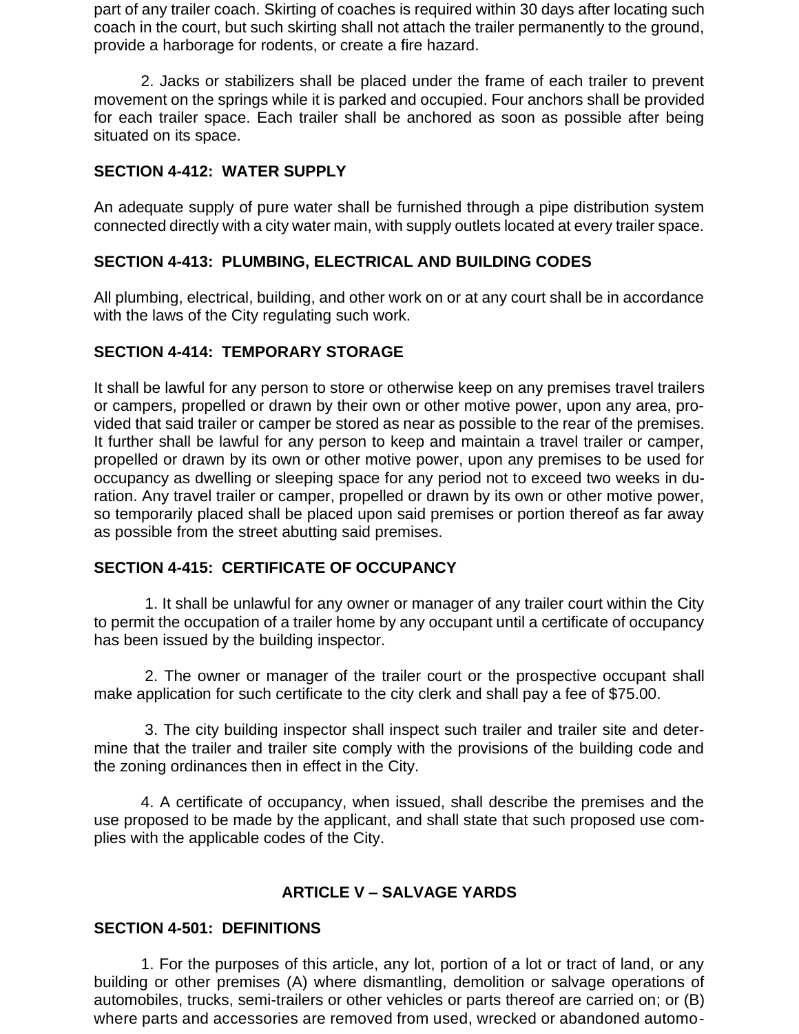part of any trailer coach. Skirting of coaches is required within 30 days after locating such coach in the court, but such skirting shall not attach the trailer permanently to the ground, provide a harborage for rodents, or create a fire hazard.

2. Jacks or stabilizers shall be placed under the frame of each trailer to prevent movement on the springs while it is parked and occupied. Four anchors shall be provided for each trailer space. Each trailer shall be anchored as soon as possible after being situated on its space.

**SECTION 4-412: WATER SUPPLY**

An adequate supply of pure water shall be furnished through a pipe distribution system connected directly with a city water main, with supply outlets located at every trailer space.

**SECTION 4-413: PLUMBING, ELECTRICAL AND BUILDING CODES**

All plumbing, electrical, building, and other work on or at any court shall be in accordance with the laws of the City regulating such work.

**SECTION 4-414: TEMPORARY STORAGE**

It shall be lawful for any person to store or otherwise keep on any premises travel trailers or campers, propelled or drawn by their own or other motive power, upon any area, provided that said trailer or camper be stored as near as possible to the rear of the premises. It further shall be lawful for any person to keep and maintain a travel trailer or camper, propelled or drawn by its own or other motive power, upon any premises to be used for occupancy as dwelling or sleeping space for any period not to exceed two weeks in duration. Any travel trailer or camper, propelled or drawn by its own or other motive power, so temporarily placed shall be placed upon said premises or portion thereof as far away as possible from the street abutting said premises.

**SECTION 4-415: CERTIFICATE OF OCCUPANCY**

1. It shall be unlawful for any owner or manager of any trailer court within the City to permit the occupation of a trailer home by any occupant until a certificate of occupancy has been issued by the building inspector.

2. The owner or manager of the trailer court or the prospective occupant shall make application for such certificate to the city clerk and shall pay a fee of $75.00.

3. The city building inspector shall inspect such trailer and trailer site and determine that the trailer and trailer site comply with the provisions of the building code and the zoning ordinances then in effect in the City.

4. A certificate of occupancy, when issued, shall describe the premises and the use proposed to be made by the applicant, and shall state that such proposed use complies with the applicable codes of the City.

## ARTICLE V – SALVAGE YARDS

**SECTION 4-501: DEFINITIONS**

1. For the purposes of this article, any lot, portion of a lot or tract of land, or any building or other premises (A) where dismantling, demolition or salvage operations of automobiles, trucks, semi-trailers or other vehicles or parts thereof are carried on; or (B) where parts and accessories are removed from used, wrecked or abandoned automo-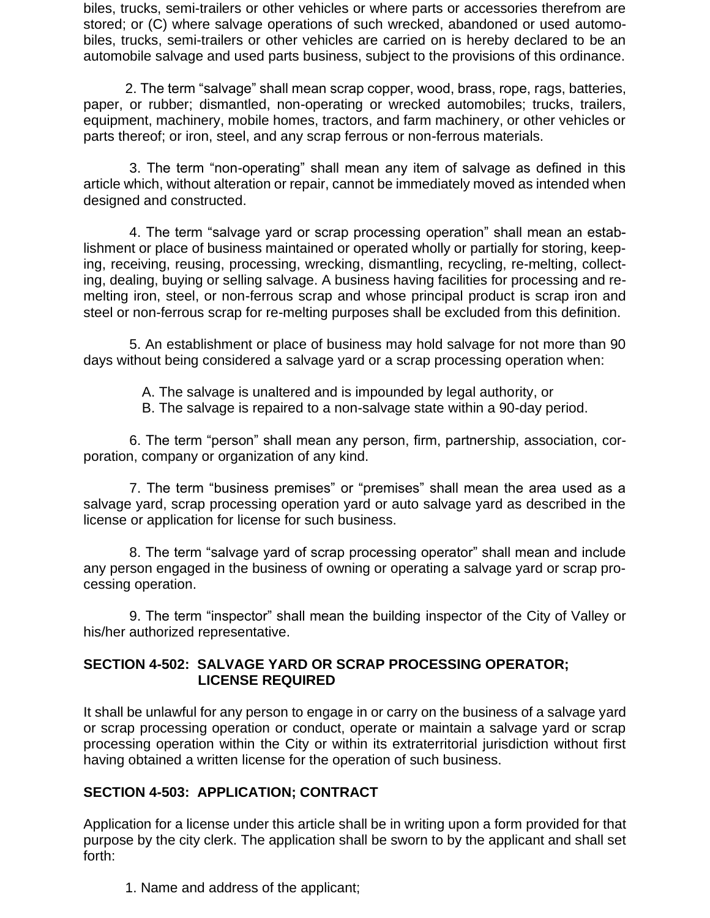biles, trucks, semi-trailers or other vehicles or where parts or accessories therefrom are stored; or (C) where salvage operations of such wrecked, abandoned or used automobiles, trucks, semi-trailers or other vehicles are carried on is hereby declared to be an automobile salvage and used parts business, subject to the provisions of this ordinance.

2. The term “salvage” shall mean scrap copper, wood, brass, rope, rags, batteries, paper, or rubber; dismantled, non-operating or wrecked automobiles; trucks, trailers, equipment, machinery, mobile homes, tractors, and farm machinery, or other vehicles or parts thereof; or iron, steel, and any scrap ferrous or non-ferrous materials.

3. The term “non-operating” shall mean any item of salvage as defined in this article which, without alteration or repair, cannot be immediately moved as intended when designed and constructed.

4. The term “salvage yard or scrap processing operation” shall mean an establishment or place of business maintained or operated wholly or partially for storing, keeping, receiving, reusing, processing, wrecking, dismantling, recycling, re-melting, collecting, dealing, buying or selling salvage. A business having facilities for processing and re-melting iron, steel, or non-ferrous scrap and whose principal product is scrap iron and steel or non-ferrous scrap for re-melting purposes shall be excluded from this definition.

5. An establishment or place of business may hold salvage for not more than 90 days without being considered a salvage yard or a scrap processing operation when:

A. The salvage is unaltered and is impounded by legal authority, or
B. The salvage is repaired to a non-salvage state within a 90-day period.

6. The term “person” shall mean any person, firm, partnership, association, corporation, company or organization of any kind.

7. The term “business premises” or “premises” shall mean the area used as a salvage yard, scrap processing operation yard or auto salvage yard as described in the license or application for license for such business.

8. The term “salvage yard of scrap processing operator” shall mean and include any person engaged in the business of owning or operating a salvage yard or scrap processing operation.

9. The term “inspector” shall mean the building inspector of the City of Valley or his/her authorized representative.

## SECTION 4-502: SALVAGE YARD OR SCRAP PROCESSING OPERATOR; LICENSE REQUIRED

It shall be unlawful for any person to engage in or carry on the business of a salvage yard or scrap processing operation or conduct, operate or maintain a salvage yard or scrap processing operation within the City or within its extraterritorial jurisdiction without first having obtained a written license for the operation of such business.

## SECTION 4-503: APPLICATION; CONTRACT

Application for a license under this article shall be in writing upon a form provided for that purpose by the city clerk. The application shall be sworn to by the applicant and shall set forth:

1. Name and address of the applicant;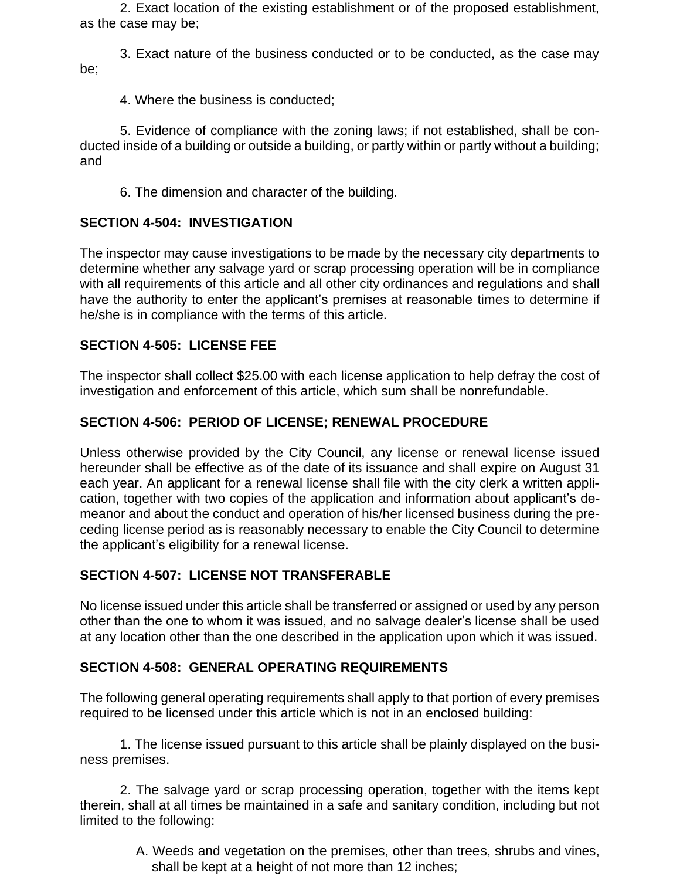2. Exact location of the existing establishment or of the proposed establishment, as the case may be;

3. Exact nature of the business conducted or to be conducted, as the case may be;

4. Where the business is conducted;

5. Evidence of compliance with the zoning laws; if not established, shall be conducted inside of a building or outside a building, or partly within or partly without a building; and

6. The dimension and character of the building.

### SECTION 4-504: INVESTIGATION

The inspector may cause investigations to be made by the necessary city departments to determine whether any salvage yard or scrap processing operation will be in compliance with all requirements of this article and all other city ordinances and regulations and shall have the authority to enter the applicant's premises at reasonable times to determine if he/she is in compliance with the terms of this article.

### SECTION 4-505: LICENSE FEE

The inspector shall collect $25.00 with each license application to help defray the cost of investigation and enforcement of this article, which sum shall be nonrefundable.

### SECTION 4-506: PERIOD OF LICENSE; RENEWAL PROCEDURE

Unless otherwise provided by the City Council, any license or renewal license issued hereunder shall be effective as of the date of its issuance and shall expire on August 31 each year. An applicant for a renewal license shall file with the city clerk a written application, together with two copies of the application and information about applicant's demeanor and about the conduct and operation of his/her licensed business during the preceding license period as is reasonably necessary to enable the City Council to determine the applicant's eligibility for a renewal license.

### SECTION 4-507: LICENSE NOT TRANSFERABLE

No license issued under this article shall be transferred or assigned or used by any person other than the one to whom it was issued, and no salvage dealer's license shall be used at any location other than the one described in the application upon which it was issued.

### SECTION 4-508: GENERAL OPERATING REQUIREMENTS

The following general operating requirements shall apply to that portion of every premises required to be licensed under this article which is not in an enclosed building:

1. The license issued pursuant to this article shall be plainly displayed on the business premises.

2. The salvage yard or scrap processing operation, together with the items kept therein, shall at all times be maintained in a safe and sanitary condition, including but not limited to the following:

   A. Weeds and vegetation on the premises, other than trees, shrubs and vines, shall be kept at a height of not more than 12 inches;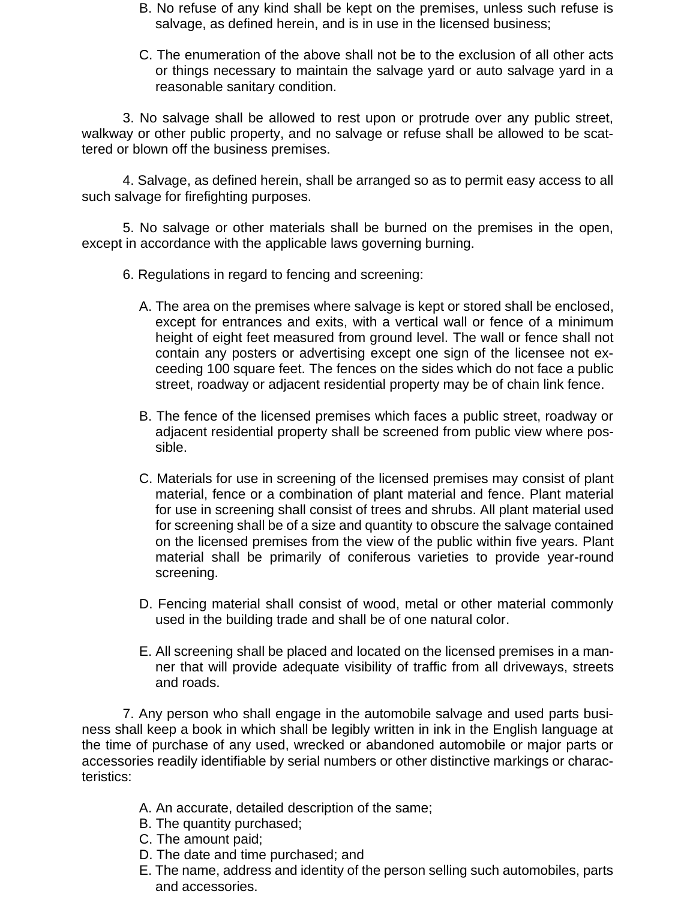B. No refuse of any kind shall be kept on the premises, unless such refuse is salvage, as defined herein, and is in use in the licensed business;

C. The enumeration of the above shall not be to the exclusion of all other acts or things necessary to maintain the salvage yard or auto salvage yard in a reasonable sanitary condition.

3. No salvage shall be allowed to rest upon or protrude over any public street, walkway or other public property, and no salvage or refuse shall be allowed to be scattered or blown off the business premises.

4. Salvage, as defined herein, shall be arranged so as to permit easy access to all such salvage for firefighting purposes.

5. No salvage or other materials shall be burned on the premises in the open, except in accordance with the applicable laws governing burning.

6. Regulations in regard to fencing and screening:

A. The area on the premises where salvage is kept or stored shall be enclosed, except for entrances and exits, with a vertical wall or fence of a minimum height of eight feet measured from ground level. The wall or fence shall not contain any posters or advertising except one sign of the licensee not exceeding 100 square feet. The fences on the sides which do not face a public street, roadway or adjacent residential property may be of chain link fence.

B. The fence of the licensed premises which faces a public street, roadway or adjacent residential property shall be screened from public view where possible.

C. Materials for use in screening of the licensed premises may consist of plant material, fence or a combination of plant material and fence. Plant material for use in screening shall consist of trees and shrubs. All plant material used for screening shall be of a size and quantity to obscure the salvage contained on the licensed premises from the view of the public within five years. Plant material shall be primarily of coniferous varieties to provide year-round screening.

D. Fencing material shall consist of wood, metal or other material commonly used in the building trade and shall be of one natural color.

E. All screening shall be placed and located on the licensed premises in a manner that will provide adequate visibility of traffic from all driveways, streets and roads.

7. Any person who shall engage in the automobile salvage and used parts business shall keep a book in which shall be legibly written in ink in the English language at the time of purchase of any used, wrecked or abandoned automobile or major parts or accessories readily identifiable by serial numbers or other distinctive markings or characteristics:

A. An accurate, detailed description of the same;
B. The quantity purchased;
C. The amount paid;
D. The date and time purchased; and
E. The name, address and identity of the person selling such automobiles, parts and accessories.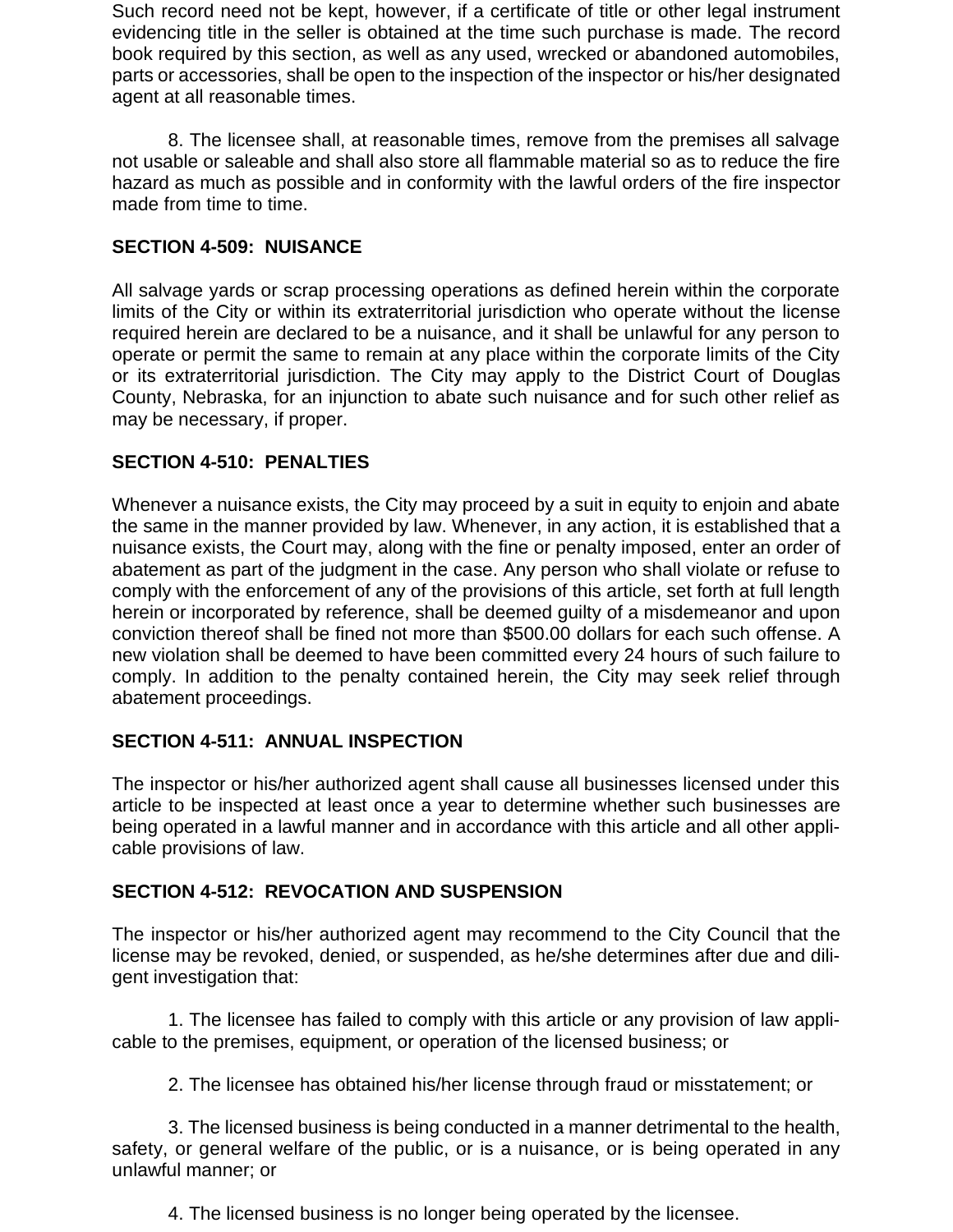Such record need not be kept, however, if a certificate of title or other legal instrument evidencing title in the seller is obtained at the time such purchase is made. The record book required by this section, as well as any used, wrecked or abandoned automobiles, parts or accessories, shall be open to the inspection of the inspector or his/her designated agent at all reasonable times.

8. The licensee shall, at reasonable times, remove from the premises all salvage not usable or saleable and shall also store all flammable material so as to reduce the fire hazard as much as possible and in conformity with the lawful orders of the fire inspector made from time to time.

**SECTION 4-509: NUISANCE**

All salvage yards or scrap processing operations as defined herein within the corporate limits of the City or within its extraterritorial jurisdiction who operate without the license required herein are declared to be a nuisance, and it shall be unlawful for any person to operate or permit the same to remain at any place within the corporate limits of the City or its extraterritorial jurisdiction. The City may apply to the District Court of Douglas County, Nebraska, for an injunction to abate such nuisance and for such other relief as may be necessary, if proper.

**SECTION 4-510: PENALTIES**

Whenever a nuisance exists, the City may proceed by a suit in equity to enjoin and abate the same in the manner provided by law. Whenever, in any action, it is established that a nuisance exists, the Court may, along with the fine or penalty imposed, enter an order of abatement as part of the judgment in the case. Any person who shall violate or refuse to comply with the enforcement of any of the provisions of this article, set forth at full length herein or incorporated by reference, shall be deemed guilty of a misdemeanor and upon conviction thereof shall be fined not more than $500.00 dollars for each such offense. A new violation shall be deemed to have been committed every 24 hours of such failure to comply. In addition to the penalty contained herein, the City may seek relief through abatement proceedings.

**SECTION 4-511: ANNUAL INSPECTION**

The inspector or his/her authorized agent shall cause all businesses licensed under this article to be inspected at least once a year to determine whether such businesses are being operated in a lawful manner and in accordance with this article and all other applicable provisions of law.

**SECTION 4-512: REVOCATION AND SUSPENSION**

The inspector or his/her authorized agent may recommend to the City Council that the license may be revoked, denied, or suspended, as he/she determines after due and diligent investigation that:

1. The licensee has failed to comply with this article or any provision of law applicable to the premises, equipment, or operation of the licensed business; or

2. The licensee has obtained his/her license through fraud or misstatement; or

3. The licensed business is being conducted in a manner detrimental to the health, safety, or general welfare of the public, or is a nuisance, or is being operated in any unlawful manner; or

4. The licensed business is no longer being operated by the licensee.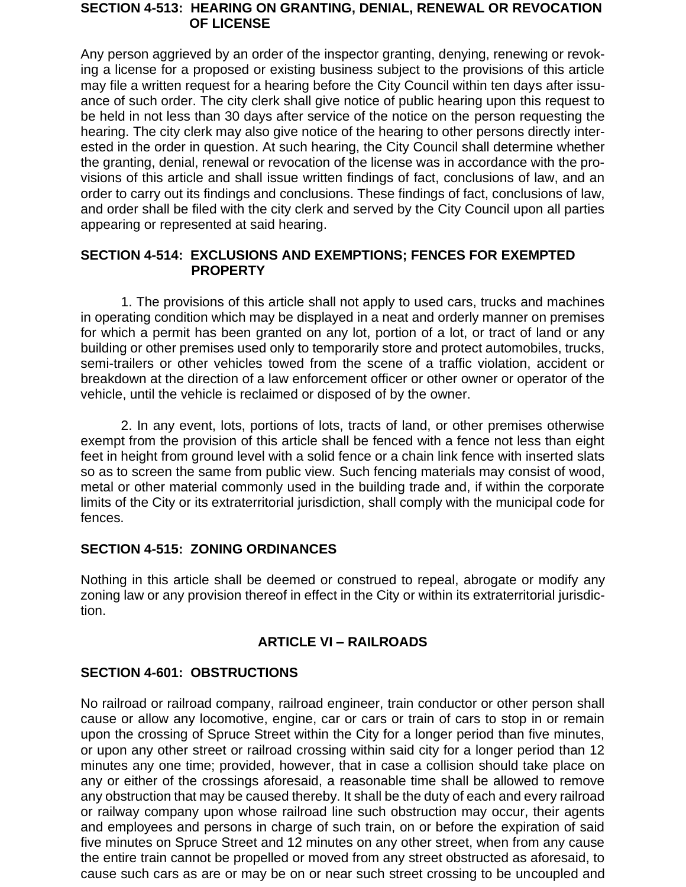### SECTION 4-513: HEARING ON GRANTING, DENIAL, RENEWAL OR REVOCATION OF LICENSE

Any person aggrieved by an order of the inspector granting, denying, renewing or revoking a license for a proposed or existing business subject to the provisions of this article may file a written request for a hearing before the City Council within ten days after issuance of such order. The city clerk shall give notice of public hearing upon this request to be held in not less than 30 days after service of the notice on the person requesting the hearing. The city clerk may also give notice of the hearing to other persons directly interested in the order in question. At such hearing, the City Council shall determine whether the granting, denial, renewal or revocation of the license was in accordance with the provisions of this article and shall issue written findings of fact, conclusions of law, and an order to carry out its findings and conclusions. These findings of fact, conclusions of law, and order shall be filed with the city clerk and served by the City Council upon all parties appearing or represented at said hearing.

### SECTION 4-514: EXCLUSIONS AND EXEMPTIONS; FENCES FOR EXEMPTED PROPERTY

1. The provisions of this article shall not apply to used cars, trucks and machines in operating condition which may be displayed in a neat and orderly manner on premises for which a permit has been granted on any lot, portion of a lot, or tract of land or any building or other premises used only to temporarily store and protect automobiles, trucks, semi-trailers or other vehicles towed from the scene of a traffic violation, accident or breakdown at the direction of a law enforcement officer or other owner or operator of the vehicle, until the vehicle is reclaimed or disposed of by the owner.

2. In any event, lots, portions of lots, tracts of land, or other premises otherwise exempt from the provision of this article shall be fenced with a fence not less than eight feet in height from ground level with a solid fence or a chain link fence with inserted slats so as to screen the same from public view. Such fencing materials may consist of wood, metal or other material commonly used in the building trade and, if within the corporate limits of the City or its extraterritorial jurisdiction, shall comply with the municipal code for fences.

### SECTION 4-515: ZONING ORDINANCES

Nothing in this article shall be deemed or construed to repeal, abrogate or modify any zoning law or any provision thereof in effect in the City or within its extraterritorial jurisdiction.

## ARTICLE VI – RAILROADS

### SECTION 4-601: OBSTRUCTIONS

No railroad or railroad company, railroad engineer, train conductor or other person shall cause or allow any locomotive, engine, car or cars or train of cars to stop in or remain upon the crossing of Spruce Street within the City for a longer period than five minutes, or upon any other street or railroad crossing within said city for a longer period than 12 minutes any one time; provided, however, that in case a collision should take place on any or either of the crossings aforesaid, a reasonable time shall be allowed to remove any obstruction that may be caused thereby. It shall be the duty of each and every railroad or railway company upon whose railroad line such obstruction may occur, their agents and employees and persons in charge of such train, on or before the expiration of said five minutes on Spruce Street and 12 minutes on any other street, when from any cause the entire train cannot be propelled or moved from any street obstructed as aforesaid, to cause such cars as are or may be on or near such street crossing to be uncoupled and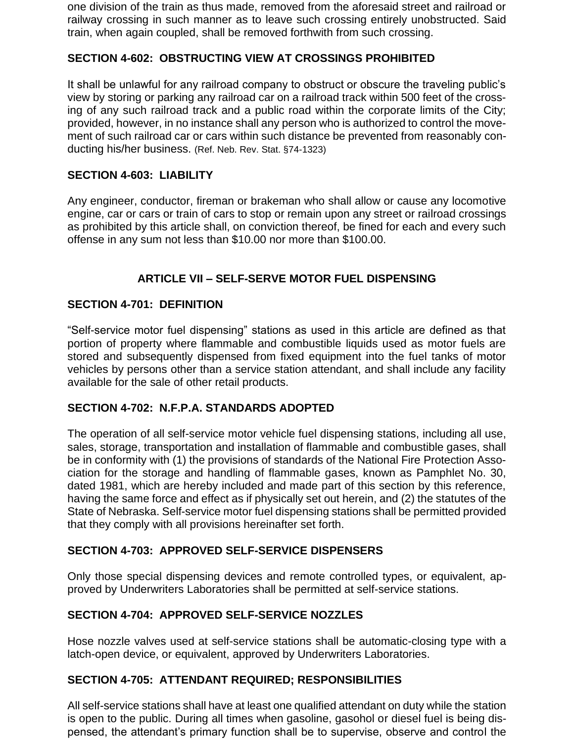one division of the train as thus made, removed from the aforesaid street and railroad or railway crossing in such manner as to leave such crossing entirely unobstructed. Said train, when again coupled, shall be removed forthwith from such crossing.

### SECTION 4-602: OBSTRUCTING VIEW AT CROSSINGS PROHIBITED

It shall be unlawful for any railroad company to obstruct or obscure the traveling public's view by storing or parking any railroad car on a railroad track within 500 feet of the crossing of any such railroad track and a public road within the corporate limits of the City; provided, however, in no instance shall any person who is authorized to control the movement of such railroad car or cars within such distance be prevented from reasonably conducting his/her business. (Ref. Neb. Rev. Stat. §74-1323)

### SECTION 4-603: LIABILITY

Any engineer, conductor, fireman or brakeman who shall allow or cause any locomotive engine, car or cars or train of cars to stop or remain upon any street or railroad crossings as prohibited by this article shall, on conviction thereof, be fined for each and every such offense in any sum not less than $10.00 nor more than $100.00.

## ARTICLE VII – SELF-SERVE MOTOR FUEL DISPENSING

### SECTION 4-701: DEFINITION

"Self-service motor fuel dispensing" stations as used in this article are defined as that portion of property where flammable and combustible liquids used as motor fuels are stored and subsequently dispensed from fixed equipment into the fuel tanks of motor vehicles by persons other than a service station attendant, and shall include any facility available for the sale of other retail products.

### SECTION 4-702: N.F.P.A. STANDARDS ADOPTED

The operation of all self-service motor vehicle fuel dispensing stations, including all use, sales, storage, transportation and installation of flammable and combustible gases, shall be in conformity with (1) the provisions of standards of the National Fire Protection Association for the storage and handling of flammable gases, known as Pamphlet No. 30, dated 1981, which are hereby included and made part of this section by this reference, having the same force and effect as if physically set out herein, and (2) the statutes of the State of Nebraska. Self-service motor fuel dispensing stations shall be permitted provided that they comply with all provisions hereinafter set forth.

### SECTION 4-703: APPROVED SELF-SERVICE DISPENSERS

Only those special dispensing devices and remote controlled types, or equivalent, approved by Underwriters Laboratories shall be permitted at self-service stations.

### SECTION 4-704: APPROVED SELF-SERVICE NOZZLES

Hose nozzle valves used at self-service stations shall be automatic-closing type with a latch-open device, or equivalent, approved by Underwriters Laboratories.

### SECTION 4-705: ATTENDANT REQUIRED; RESPONSIBILITIES

All self-service stations shall have at least one qualified attendant on duty while the station is open to the public. During all times when gasoline, gasohol or diesel fuel is being dispensed, the attendant's primary function shall be to supervise, observe and control the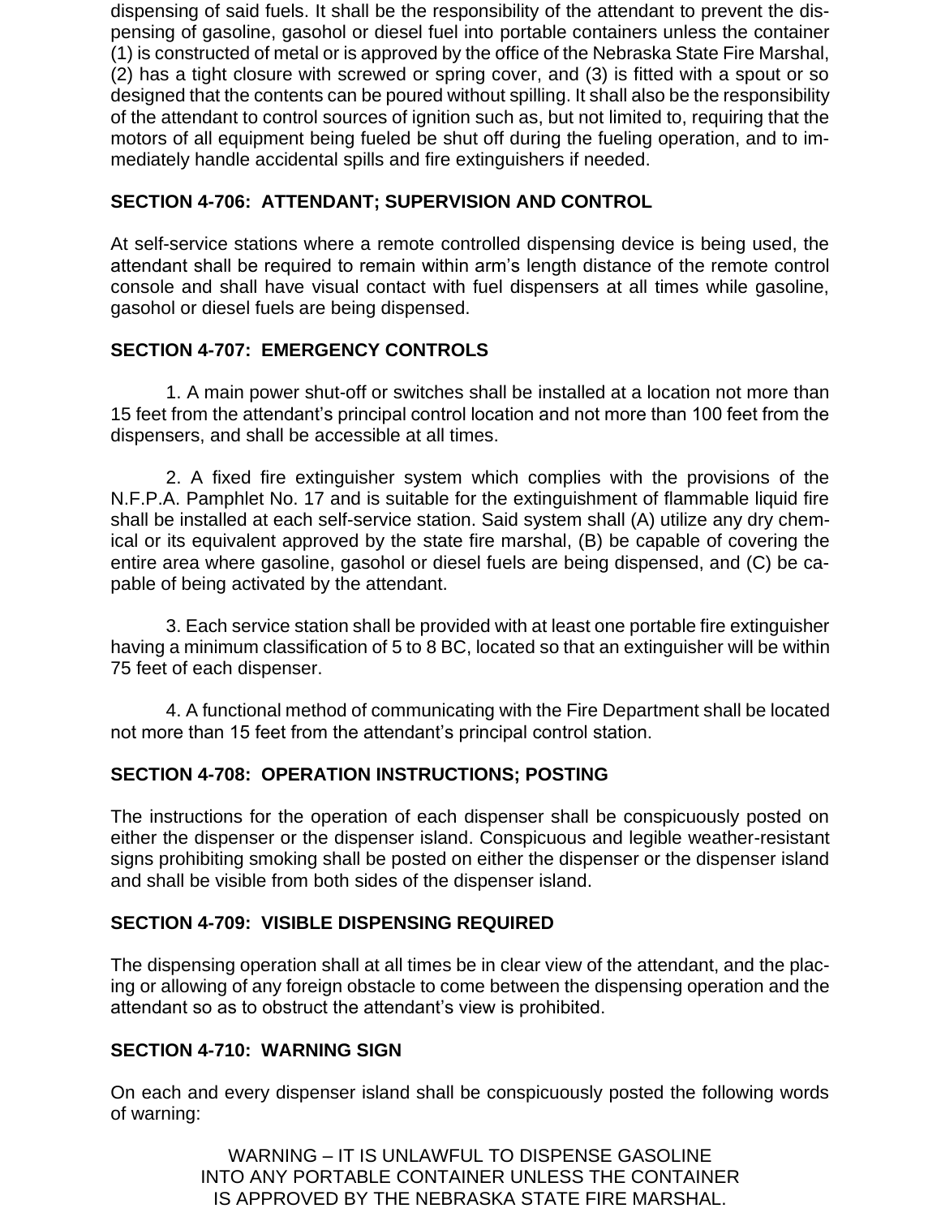dispensing of said fuels. It shall be the responsibility of the attendant to prevent the dispensing of gasoline, gasohol or diesel fuel into portable containers unless the container (1) is constructed of metal or is approved by the office of the Nebraska State Fire Marshal, (2) has a tight closure with screwed or spring cover, and (3) is fitted with a spout or so designed that the contents can be poured without spilling. It shall also be the responsibility of the attendant to control sources of ignition such as, but not limited to, requiring that the motors of all equipment being fueled be shut off during the fueling operation, and to immediately handle accidental spills and fire extinguishers if needed.

**SECTION 4-706: ATTENDANT; SUPERVISION AND CONTROL**

At self-service stations where a remote controlled dispensing device is being used, the attendant shall be required to remain within arm's length distance of the remote control console and shall have visual contact with fuel dispensers at all times while gasoline, gasohol or diesel fuels are being dispensed.

**SECTION 4-707: EMERGENCY CONTROLS**

1. A main power shut-off or switches shall be installed at a location not more than 15 feet from the attendant's principal control location and not more than 100 feet from the dispensers, and shall be accessible at all times.

2. A fixed fire extinguisher system which complies with the provisions of the N.F.P.A. Pamphlet No. 17 and is suitable for the extinguishment of flammable liquid fire shall be installed at each self-service station. Said system shall (A) utilize any dry chemical or its equivalent approved by the state fire marshal, (B) be capable of covering the entire area where gasoline, gasohol or diesel fuels are being dispensed, and (C) be capable of being activated by the attendant.

3. Each service station shall be provided with at least one portable fire extinguisher having a minimum classification of 5 to 8 BC, located so that an extinguisher will be within 75 feet of each dispenser.

4. A functional method of communicating with the Fire Department shall be located not more than 15 feet from the attendant's principal control station.

**SECTION 4-708: OPERATION INSTRUCTIONS; POSTING**

The instructions for the operation of each dispenser shall be conspicuously posted on either the dispenser or the dispenser island. Conspicuous and legible weather-resistant signs prohibiting smoking shall be posted on either the dispenser or the dispenser island and shall be visible from both sides of the dispenser island.

**SECTION 4-709: VISIBLE DISPENSING REQUIRED**

The dispensing operation shall at all times be in clear view of the attendant, and the placing or allowing of any foreign obstacle to come between the dispensing operation and the attendant so as to obstruct the attendant's view is prohibited.

**SECTION 4-710: WARNING SIGN**

On each and every dispenser island shall be conspicuously posted the following words of warning:

WARNING – IT IS UNLAWFUL TO DISPENSE GASOLINE
INTO ANY PORTABLE CONTAINER UNLESS THE CONTAINER
IS APPROVED BY THE NEBRASKA STATE FIRE MARSHAL.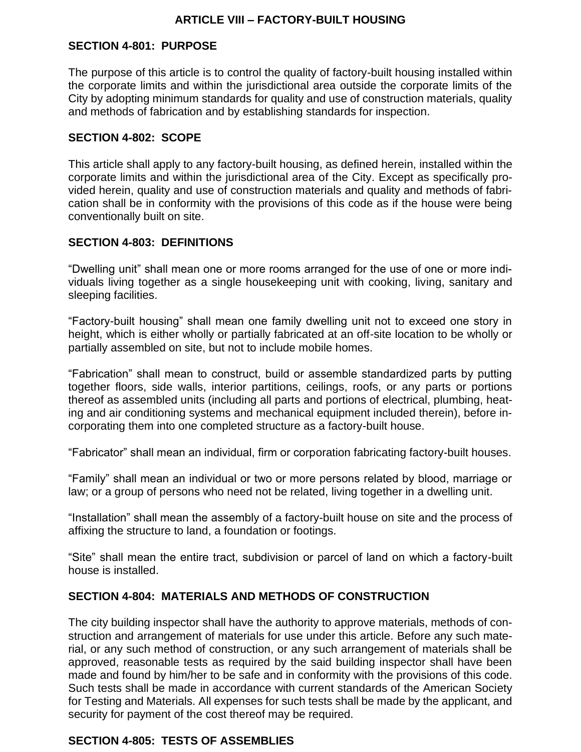## ARTICLE VIII – FACTORY-BUILT HOUSING

### SECTION 4-801: PURPOSE

The purpose of this article is to control the quality of factory-built housing installed within the corporate limits and within the jurisdictional area outside the corporate limits of the City by adopting minimum standards for quality and use of construction materials, quality and methods of fabrication and by establishing standards for inspection.

### SECTION 4-802: SCOPE

This article shall apply to any factory-built housing, as defined herein, installed within the corporate limits and within the jurisdictional area of the City. Except as specifically provided herein, quality and use of construction materials and quality and methods of fabrication shall be in conformity with the provisions of this code as if the house were being conventionally built on site.

### SECTION 4-803: DEFINITIONS

"Dwelling unit" shall mean one or more rooms arranged for the use of one or more individuals living together as a single housekeeping unit with cooking, living, sanitary and sleeping facilities.

"Factory-built housing" shall mean one family dwelling unit not to exceed one story in height, which is either wholly or partially fabricated at an off-site location to be wholly or partially assembled on site, but not to include mobile homes.

"Fabrication" shall mean to construct, build or assemble standardized parts by putting together floors, side walls, interior partitions, ceilings, roofs, or any parts or portions thereof as assembled units (including all parts and portions of electrical, plumbing, heating and air conditioning systems and mechanical equipment included therein), before incorporating them into one completed structure as a factory-built house.

"Fabricator" shall mean an individual, firm or corporation fabricating factory-built houses.

"Family" shall mean an individual or two or more persons related by blood, marriage or law; or a group of persons who need not be related, living together in a dwelling unit.

"Installation" shall mean the assembly of a factory-built house on site and the process of affixing the structure to land, a foundation or footings.

"Site" shall mean the entire tract, subdivision or parcel of land on which a factory-built house is installed.

### SECTION 4-804: MATERIALS AND METHODS OF CONSTRUCTION

The city building inspector shall have the authority to approve materials, methods of construction and arrangement of materials for use under this article. Before any such material, or any such method of construction, or any such arrangement of materials shall be approved, reasonable tests as required by the said building inspector shall have been made and found by him/her to be safe and in conformity with the provisions of this code. Such tests shall be made in accordance with current standards of the American Society for Testing and Materials. All expenses for such tests shall be made by the applicant, and security for payment of the cost thereof may be required.

### SECTION 4-805: TESTS OF ASSEMBLIES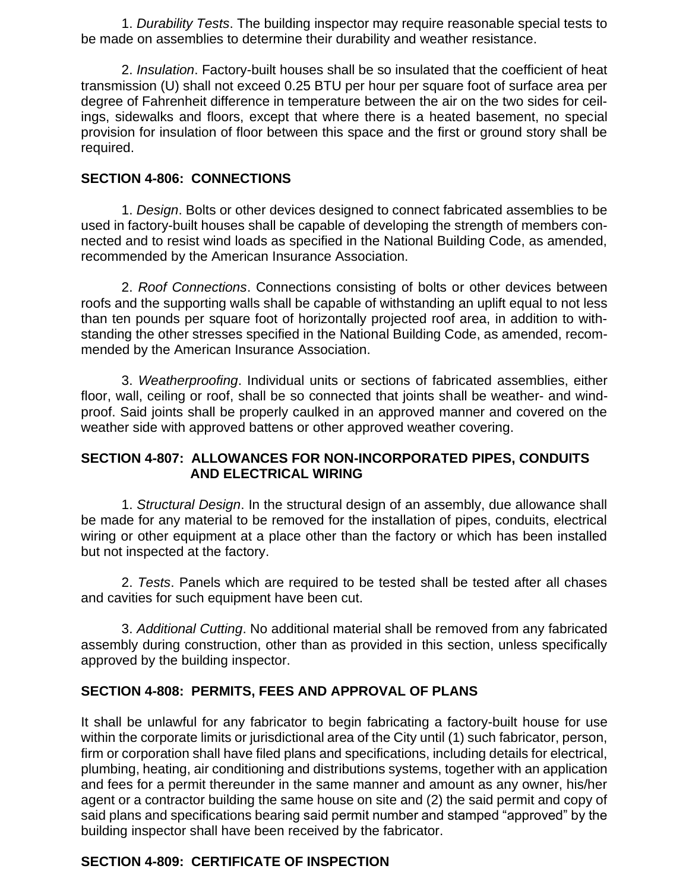1. *Durability Tests*. The building inspector may require reasonable special tests to be made on assemblies to determine their durability and weather resistance.

2. *Insulation*. Factory-built houses shall be so insulated that the coefficient of heat transmission (U) shall not exceed 0.25 BTU per hour per square foot of surface area per degree of Fahrenheit difference in temperature between the air on the two sides for ceilings, sidewalks and floors, except that where there is a heated basement, no special provision for insulation of floor between this space and the first or ground story shall be required.

**SECTION 4-806: CONNECTIONS**

1. *Design*. Bolts or other devices designed to connect fabricated assemblies to be used in factory-built houses shall be capable of developing the strength of members connected and to resist wind loads as specified in the National Building Code, as amended, recommended by the American Insurance Association.

2. *Roof Connections*. Connections consisting of bolts or other devices between roofs and the supporting walls shall be capable of withstanding an uplift equal to not less than ten pounds per square foot of horizontally projected roof area, in addition to withstanding the other stresses specified in the National Building Code, as amended, recommended by the American Insurance Association.

3. *Weatherproofing*. Individual units or sections of fabricated assemblies, either floor, wall, ceiling or roof, shall be so connected that joints shall be weather- and windproof. Said joints shall be properly caulked in an approved manner and covered on the weather side with approved battens or other approved weather covering.

**SECTION 4-807: ALLOWANCES FOR NON-INCORPORATED PIPES, CONDUITS AND ELECTRICAL WIRING**

1. *Structural Design*. In the structural design of an assembly, due allowance shall be made for any material to be removed for the installation of pipes, conduits, electrical wiring or other equipment at a place other than the factory or which has been installed but not inspected at the factory.

2. *Tests*. Panels which are required to be tested shall be tested after all chases and cavities for such equipment have been cut.

3. *Additional Cutting*. No additional material shall be removed from any fabricated assembly during construction, other than as provided in this section, unless specifically approved by the building inspector.

**SECTION 4-808: PERMITS, FEES AND APPROVAL OF PLANS**

It shall be unlawful for any fabricator to begin fabricating a factory-built house for use within the corporate limits or jurisdictional area of the City until (1) such fabricator, person, firm or corporation shall have filed plans and specifications, including details for electrical, plumbing, heating, air conditioning and distributions systems, together with an application and fees for a permit thereunder in the same manner and amount as any owner, his/her agent or a contractor building the same house on site and (2) the said permit and copy of said plans and specifications bearing said permit number and stamped "approved" by the building inspector shall have been received by the fabricator.

**SECTION 4-809: CERTIFICATE OF INSPECTION**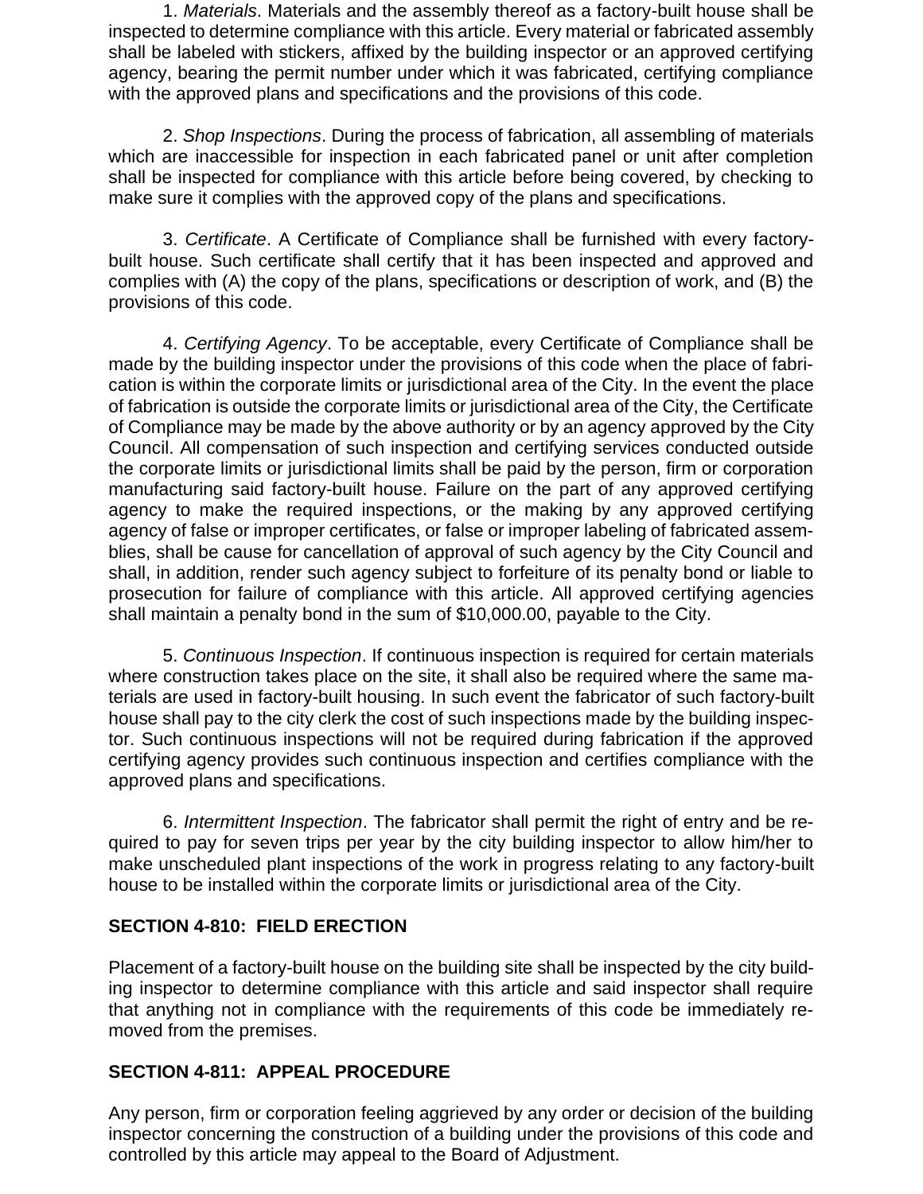1. *Materials*. Materials and the assembly thereof as a factory-built house shall be inspected to determine compliance with this article. Every material or fabricated assembly shall be labeled with stickers, affixed by the building inspector or an approved certifying agency, bearing the permit number under which it was fabricated, certifying compliance with the approved plans and specifications and the provisions of this code.

2. *Shop Inspections*. During the process of fabrication, all assembling of materials which are inaccessible for inspection in each fabricated panel or unit after completion shall be inspected for compliance with this article before being covered, by checking to make sure it complies with the approved copy of the plans and specifications.

3. *Certificate*. A Certificate of Compliance shall be furnished with every factory-built house. Such certificate shall certify that it has been inspected and approved and complies with (A) the copy of the plans, specifications or description of work, and (B) the provisions of this code.

4. *Certifying Agency*. To be acceptable, every Certificate of Compliance shall be made by the building inspector under the provisions of this code when the place of fabrication is within the corporate limits or jurisdictional area of the City. In the event the place of fabrication is outside the corporate limits or jurisdictional area of the City, the Certificate of Compliance may be made by the above authority or by an agency approved by the City Council. All compensation of such inspection and certifying services conducted outside the corporate limits or jurisdictional limits shall be paid by the person, firm or corporation manufacturing said factory-built house. Failure on the part of any approved certifying agency to make the required inspections, or the making by any approved certifying agency of false or improper certificates, or false or improper labeling of fabricated assemblies, shall be cause for cancellation of approval of such agency by the City Council and shall, in addition, render such agency subject to forfeiture of its penalty bond or liable to prosecution for failure of compliance with this article. All approved certifying agencies shall maintain a penalty bond in the sum of $10,000.00, payable to the City.

5. *Continuous Inspection*. If continuous inspection is required for certain materials where construction takes place on the site, it shall also be required where the same materials are used in factory-built housing. In such event the fabricator of such factory-built house shall pay to the city clerk the cost of such inspections made by the building inspector. Such continuous inspections will not be required during fabrication if the approved certifying agency provides such continuous inspection and certifies compliance with the approved plans and specifications.

6. *Intermittent Inspection*. The fabricator shall permit the right of entry and be required to pay for seven trips per year by the city building inspector to allow him/her to make unscheduled plant inspections of the work in progress relating to any factory-built house to be installed within the corporate limits or jurisdictional area of the City.

**SECTION 4-810: FIELD ERECTION**

Placement of a factory-built house on the building site shall be inspected by the city building inspector to determine compliance with this article and said inspector shall require that anything not in compliance with the requirements of this code be immediately removed from the premises.

**SECTION 4-811: APPEAL PROCEDURE**

Any person, firm or corporation feeling aggrieved by any order or decision of the building inspector concerning the construction of a building under the provisions of this code and controlled by this article may appeal to the Board of Adjustment.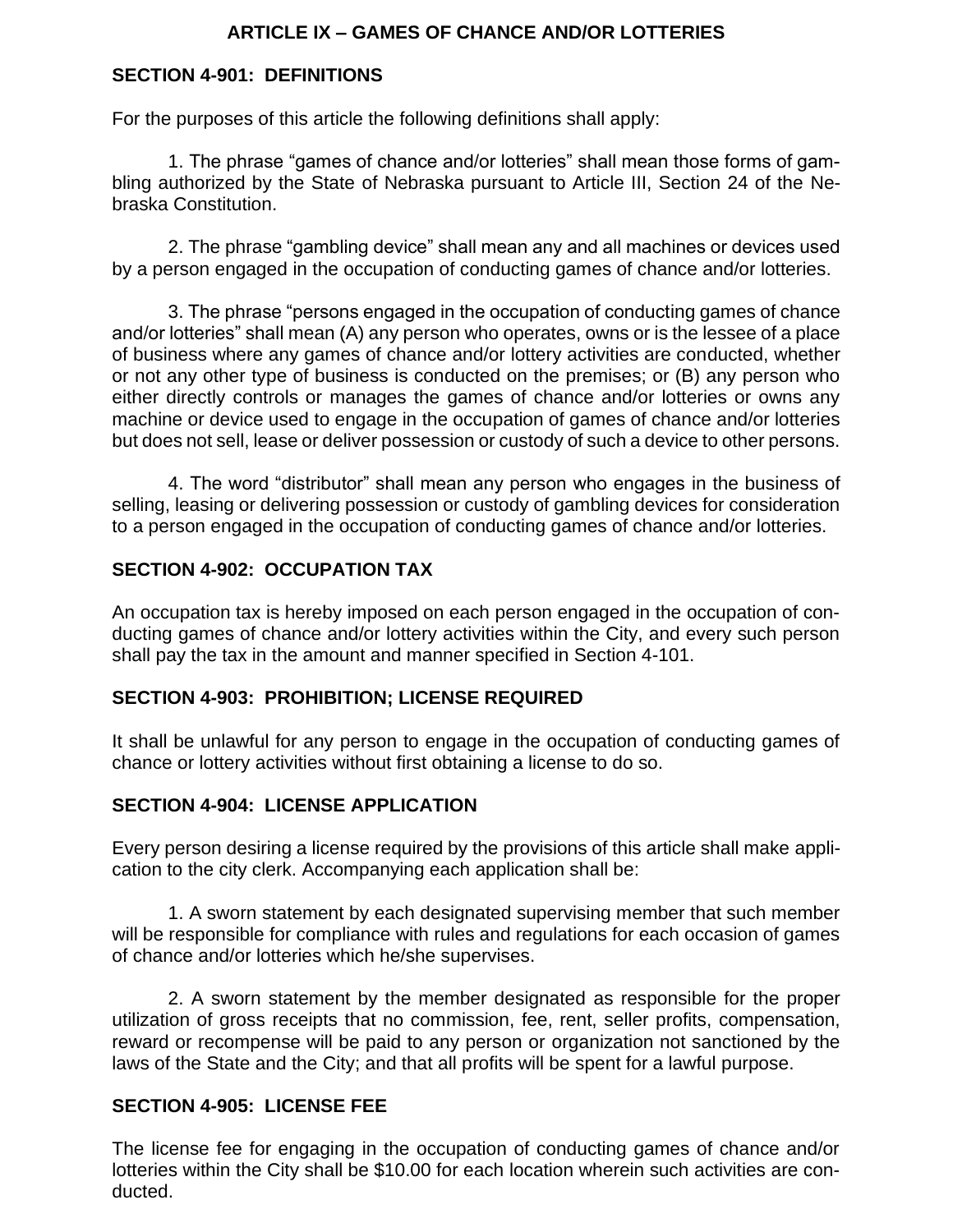## ARTICLE IX – GAMES OF CHANCE AND/OR LOTTERIES

### SECTION 4-901: DEFINITIONS

For the purposes of this article the following definitions shall apply:

1. The phrase "games of chance and/or lotteries" shall mean those forms of gambling authorized by the State of Nebraska pursuant to Article III, Section 24 of the Nebraska Constitution.

2. The phrase "gambling device" shall mean any and all machines or devices used by a person engaged in the occupation of conducting games of chance and/or lotteries.

3. The phrase "persons engaged in the occupation of conducting games of chance and/or lotteries" shall mean (A) any person who operates, owns or is the lessee of a place of business where any games of chance and/or lottery activities are conducted, whether or not any other type of business is conducted on the premises; or (B) any person who either directly controls or manages the games of chance and/or lotteries or owns any machine or device used to engage in the occupation of games of chance and/or lotteries but does not sell, lease or deliver possession or custody of such a device to other persons.

4. The word "distributor" shall mean any person who engages in the business of selling, leasing or delivering possession or custody of gambling devices for consideration to a person engaged in the occupation of conducting games of chance and/or lotteries.

### SECTION 4-902: OCCUPATION TAX

An occupation tax is hereby imposed on each person engaged in the occupation of conducting games of chance and/or lottery activities within the City, and every such person shall pay the tax in the amount and manner specified in Section 4-101.

### SECTION 4-903: PROHIBITION; LICENSE REQUIRED

It shall be unlawful for any person to engage in the occupation of conducting games of chance or lottery activities without first obtaining a license to do so.

### SECTION 4-904: LICENSE APPLICATION

Every person desiring a license required by the provisions of this article shall make application to the city clerk. Accompanying each application shall be:

1. A sworn statement by each designated supervising member that such member will be responsible for compliance with rules and regulations for each occasion of games of chance and/or lotteries which he/she supervises.

2. A sworn statement by the member designated as responsible for the proper utilization of gross receipts that no commission, fee, rent, seller profits, compensation, reward or recompense will be paid to any person or organization not sanctioned by the laws of the State and the City; and that all profits will be spent for a lawful purpose.

### SECTION 4-905: LICENSE FEE

The license fee for engaging in the occupation of conducting games of chance and/or lotteries within the City shall be $10.00 for each location wherein such activities are conducted.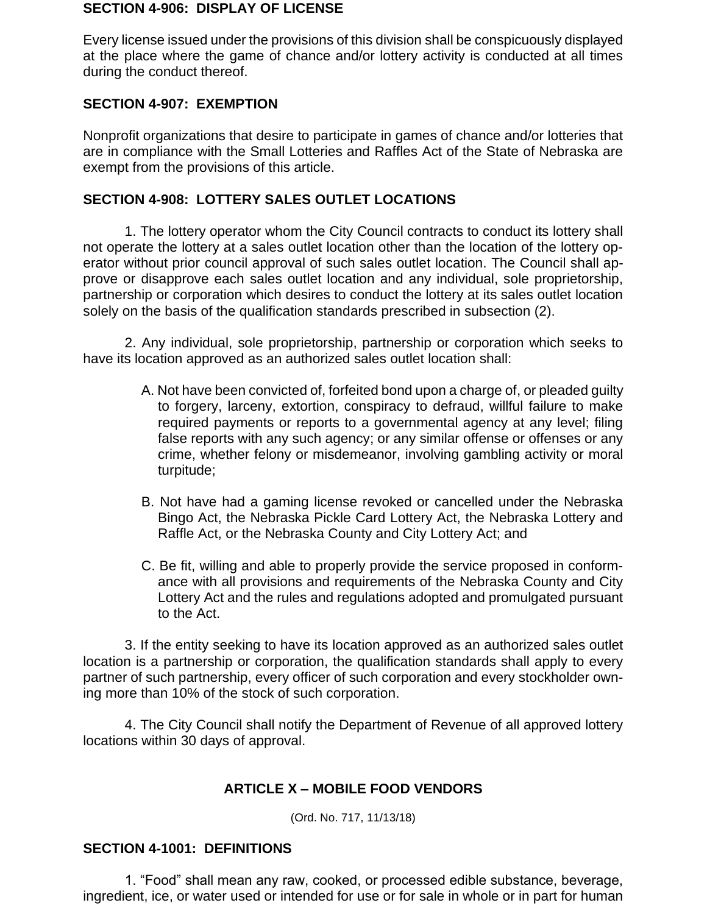### SECTION 4-906: DISPLAY OF LICENSE

Every license issued under the provisions of this division shall be conspicuously displayed at the place where the game of chance and/or lottery activity is conducted at all times during the conduct thereof.

### SECTION 4-907: EXEMPTION

Nonprofit organizations that desire to participate in games of chance and/or lotteries that are in compliance with the Small Lotteries and Raffles Act of the State of Nebraska are exempt from the provisions of this article.

### SECTION 4-908: LOTTERY SALES OUTLET LOCATIONS

1. The lottery operator whom the City Council contracts to conduct its lottery shall not operate the lottery at a sales outlet location other than the location of the lottery operator without prior council approval of such sales outlet location. The Council shall approve or disapprove each sales outlet location and any individual, sole proprietorship, partnership or corporation which desires to conduct the lottery at its sales outlet location solely on the basis of the qualification standards prescribed in subsection (2).

2. Any individual, sole proprietorship, partnership or corporation which seeks to have its location approved as an authorized sales outlet location shall:

A. Not have been convicted of, forfeited bond upon a charge of, or pleaded guilty to forgery, larceny, extortion, conspiracy to defraud, willful failure to make required payments or reports to a governmental agency at any level; filing false reports with any such agency; or any similar offense or offenses or any crime, whether felony or misdemeanor, involving gambling activity or moral turpitude;

B. Not have had a gaming license revoked or cancelled under the Nebraska Bingo Act, the Nebraska Pickle Card Lottery Act, the Nebraska Lottery and Raffle Act, or the Nebraska County and City Lottery Act; and

C. Be fit, willing and able to properly provide the service proposed in conformance with all provisions and requirements of the Nebraska County and City Lottery Act and the rules and regulations adopted and promulgated pursuant to the Act.

3. If the entity seeking to have its location approved as an authorized sales outlet location is a partnership or corporation, the qualification standards shall apply to every partner of such partnership, every officer of such corporation and every stockholder owning more than 10% of the stock of such corporation.

4. The City Council shall notify the Department of Revenue of all approved lottery locations within 30 days of approval.

## ARTICLE X – MOBILE FOOD VENDORS

(Ord. No. 717, 11/13/18)

### SECTION 4-1001: DEFINITIONS

1. "Food" shall mean any raw, cooked, or processed edible substance, beverage, ingredient, ice, or water used or intended for use or for sale in whole or in part for human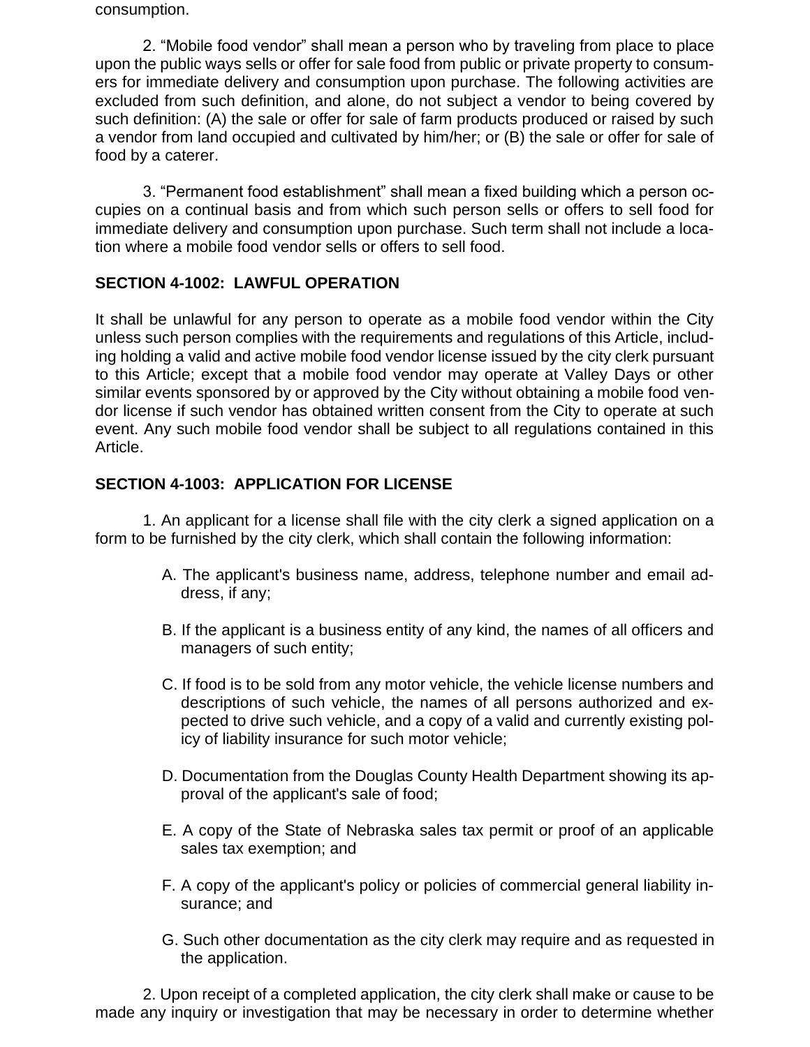consumption.

2. "Mobile food vendor" shall mean a person who by traveling from place to place upon the public ways sells or offer for sale food from public or private property to consumers for immediate delivery and consumption upon purchase. The following activities are excluded from such definition, and alone, do not subject a vendor to being covered by such definition: (A) the sale or offer for sale of farm products produced or raised by such a vendor from land occupied and cultivated by him/her; or (B) the sale or offer for sale of food by a caterer.

3. "Permanent food establishment" shall mean a fixed building which a person occupies on a continual basis and from which such person sells or offers to sell food for immediate delivery and consumption upon purchase. Such term shall not include a location where a mobile food vendor sells or offers to sell food.

**SECTION 4-1002: LAWFUL OPERATION**

It shall be unlawful for any person to operate as a mobile food vendor within the City unless such person complies with the requirements and regulations of this Article, including holding a valid and active mobile food vendor license issued by the city clerk pursuant to this Article; except that a mobile food vendor may operate at Valley Days or other similar events sponsored by or approved by the City without obtaining a mobile food vendor license if such vendor has obtained written consent from the City to operate at such event. Any such mobile food vendor shall be subject to all regulations contained in this Article.

**SECTION 4-1003: APPLICATION FOR LICENSE**

1. An applicant for a license shall file with the city clerk a signed application on a form to be furnished by the city clerk, which shall contain the following information:

A. The applicant's business name, address, telephone number and email address, if any;

B. If the applicant is a business entity of any kind, the names of all officers and managers of such entity;

C. If food is to be sold from any motor vehicle, the vehicle license numbers and descriptions of such vehicle, the names of all persons authorized and expected to drive such vehicle, and a copy of a valid and currently existing policy of liability insurance for such motor vehicle;

D. Documentation from the Douglas County Health Department showing its approval of the applicant's sale of food;

E. A copy of the State of Nebraska sales tax permit or proof of an applicable sales tax exemption; and

F. A copy of the applicant's policy or policies of commercial general liability insurance; and

G. Such other documentation as the city clerk may require and as requested in the application.

2. Upon receipt of a completed application, the city clerk shall make or cause to be made any inquiry or investigation that may be necessary in order to determine whether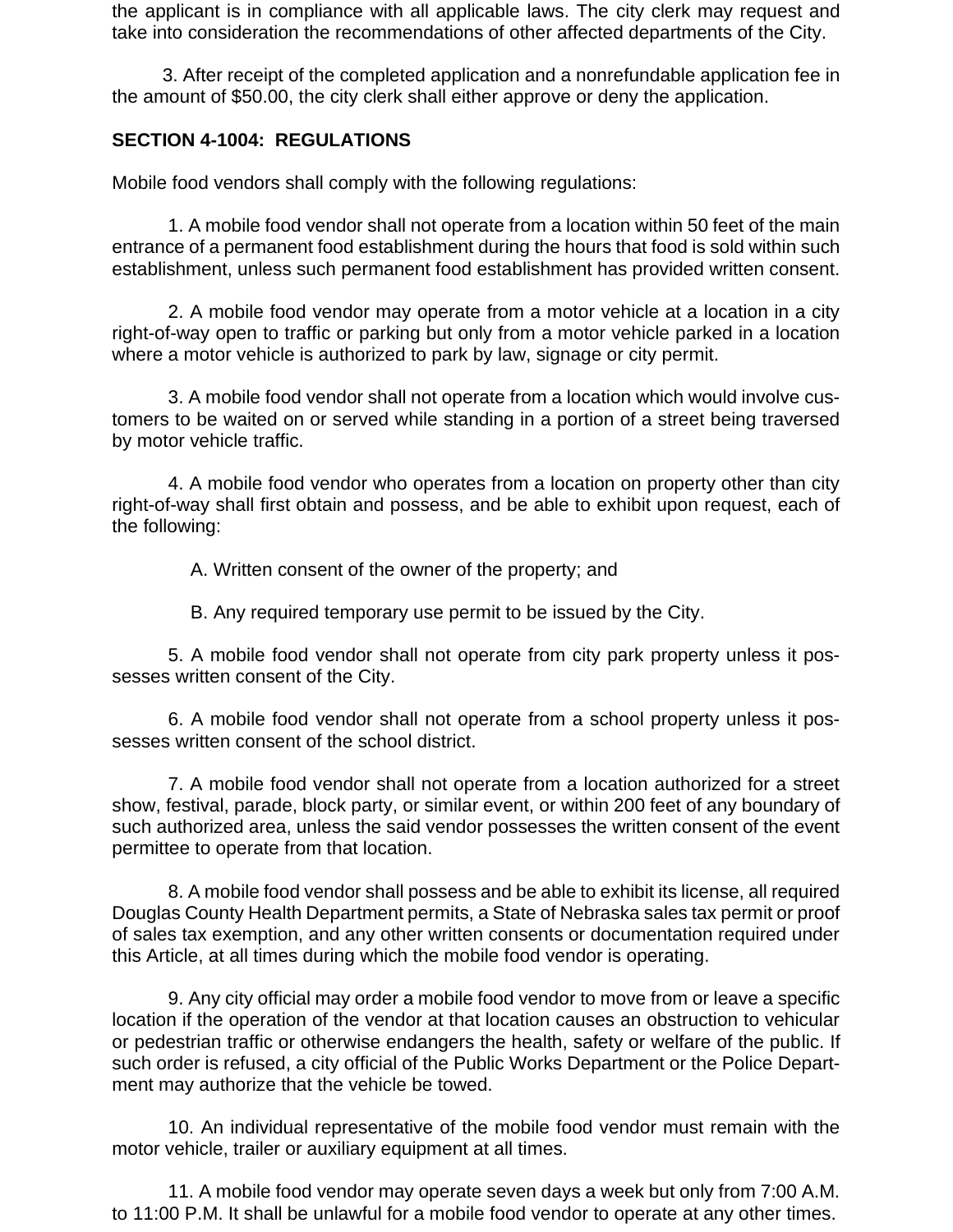the applicant is in compliance with all applicable laws. The city clerk may request and take into consideration the recommendations of other affected departments of the City.

3. After receipt of the completed application and a nonrefundable application fee in the amount of $50.00, the city clerk shall either approve or deny the application.

**SECTION 4-1004: REGULATIONS**

Mobile food vendors shall comply with the following regulations:

1. A mobile food vendor shall not operate from a location within 50 feet of the main entrance of a permanent food establishment during the hours that food is sold within such establishment, unless such permanent food establishment has provided written consent.

2. A mobile food vendor may operate from a motor vehicle at a location in a city right-of-way open to traffic or parking but only from a motor vehicle parked in a location where a motor vehicle is authorized to park by law, signage or city permit.

3. A mobile food vendor shall not operate from a location which would involve customers to be waited on or served while standing in a portion of a street being traversed by motor vehicle traffic.

4. A mobile food vendor who operates from a location on property other than city right-of-way shall first obtain and possess, and be able to exhibit upon request, each of the following:

A. Written consent of the owner of the property; and

B. Any required temporary use permit to be issued by the City.

5. A mobile food vendor shall not operate from city park property unless it possesses written consent of the City.

6. A mobile food vendor shall not operate from a school property unless it possesses written consent of the school district.

7. A mobile food vendor shall not operate from a location authorized for a street show, festival, parade, block party, or similar event, or within 200 feet of any boundary of such authorized area, unless the said vendor possesses the written consent of the event permittee to operate from that location.

8. A mobile food vendor shall possess and be able to exhibit its license, all required Douglas County Health Department permits, a State of Nebraska sales tax permit or proof of sales tax exemption, and any other written consents or documentation required under this Article, at all times during which the mobile food vendor is operating.

9. Any city official may order a mobile food vendor to move from or leave a specific location if the operation of the vendor at that location causes an obstruction to vehicular or pedestrian traffic or otherwise endangers the health, safety or welfare of the public. If such order is refused, a city official of the Public Works Department or the Police Department may authorize that the vehicle be towed.

10. An individual representative of the mobile food vendor must remain with the motor vehicle, trailer or auxiliary equipment at all times.

11. A mobile food vendor may operate seven days a week but only from 7:00 A.M. to 11:00 P.M. It shall be unlawful for a mobile food vendor to operate at any other times.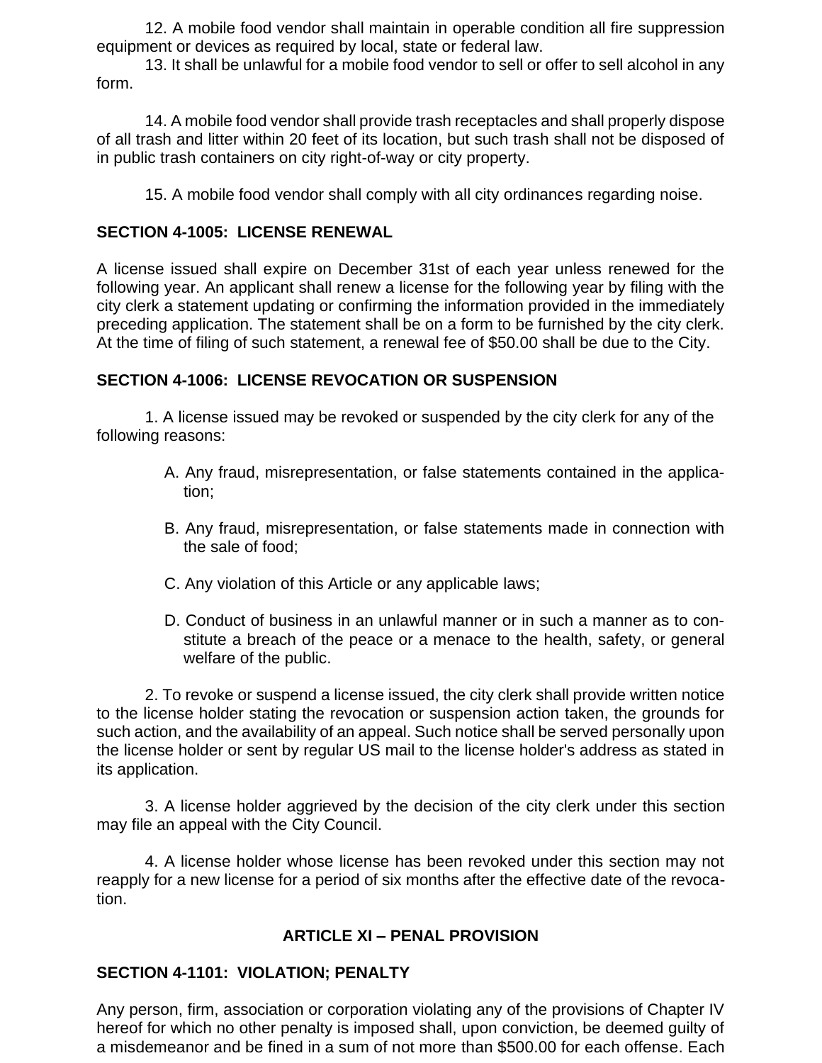12. A mobile food vendor shall maintain in operable condition all fire suppression equipment or devices as required by local, state or federal law.

13. It shall be unlawful for a mobile food vendor to sell or offer to sell alcohol in any form.

14. A mobile food vendor shall provide trash receptacles and shall properly dispose of all trash and litter within 20 feet of its location, but such trash shall not be disposed of in public trash containers on city right-of-way or city property.

15. A mobile food vendor shall comply with all city ordinances regarding noise.

**SECTION 4-1005: LICENSE RENEWAL**

A license issued shall expire on December 31st of each year unless renewed for the following year. An applicant shall renew a license for the following year by filing with the city clerk a statement updating or confirming the information provided in the immediately preceding application. The statement shall be on a form to be furnished by the city clerk. At the time of filing of such statement, a renewal fee of $50.00 shall be due to the City.

**SECTION 4-1006: LICENSE REVOCATION OR SUSPENSION**

1. A license issued may be revoked or suspended by the city clerk for any of the following reasons:

   A. Any fraud, misrepresentation, or false statements contained in the application;

   B. Any fraud, misrepresentation, or false statements made in connection with the sale of food;

   C. Any violation of this Article or any applicable laws;

   D. Conduct of business in an unlawful manner or in such a manner as to constitute a breach of the peace or a menace to the health, safety, or general welfare of the public.

2. To revoke or suspend a license issued, the city clerk shall provide written notice to the license holder stating the revocation or suspension action taken, the grounds for such action, and the availability of an appeal. Such notice shall be served personally upon the license holder or sent by regular US mail to the license holder's address as stated in its application.

3. A license holder aggrieved by the decision of the city clerk under this section may file an appeal with the City Council.

4. A license holder whose license has been revoked under this section may not reapply for a new license for a period of six months after the effective date of the revocation.

## ARTICLE XI – PENAL PROVISION

**SECTION 4-1101: VIOLATION; PENALTY**

Any person, firm, association or corporation violating any of the provisions of Chapter IV hereof for which no other penalty is imposed shall, upon conviction, be deemed guilty of a misdemeanor and be fined in a sum of not more than $500.00 for each offense. Each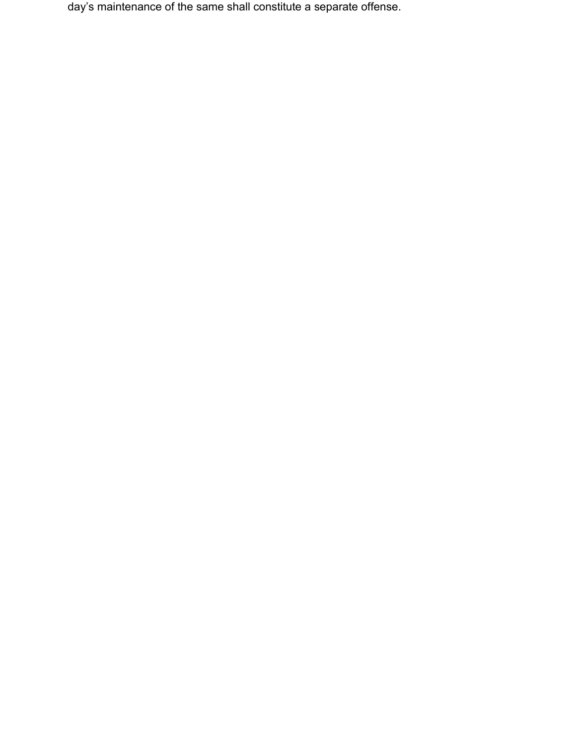day’s maintenance of the same shall constitute a separate offense.